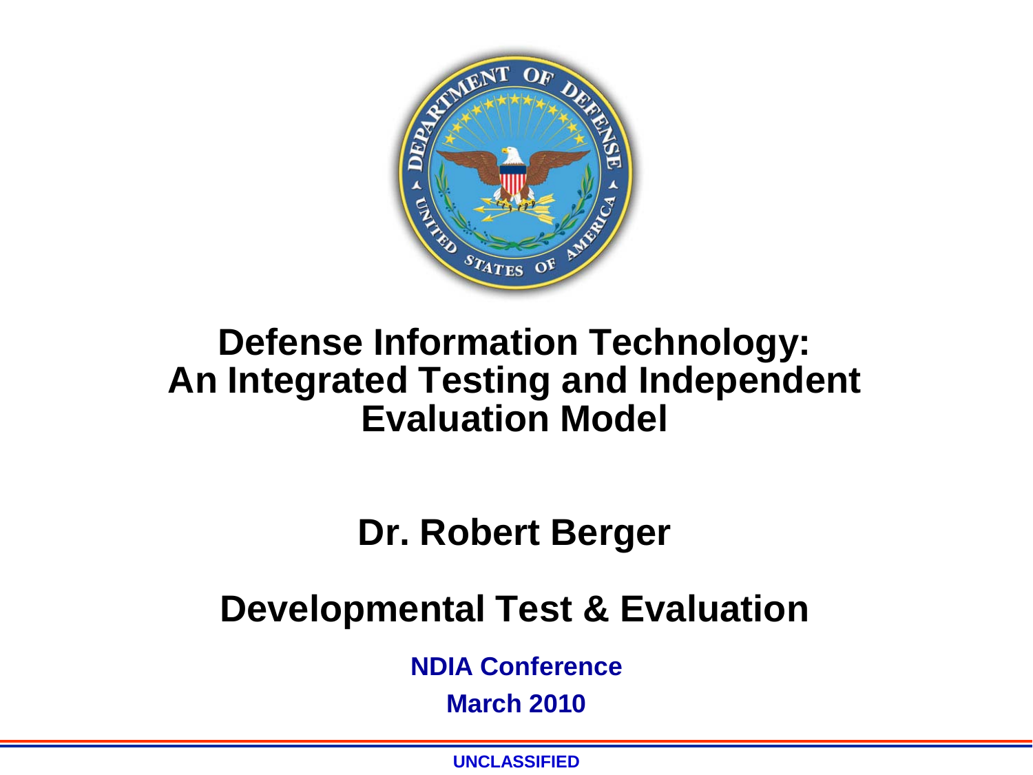# Defense Information Technology: An Integrated Testing and Independent Evaluation Model

## Dr. Robert Berger

## Developmental Test & Evaluation

**NDIA Conference**

**March 2010**

UNCLASSIFIED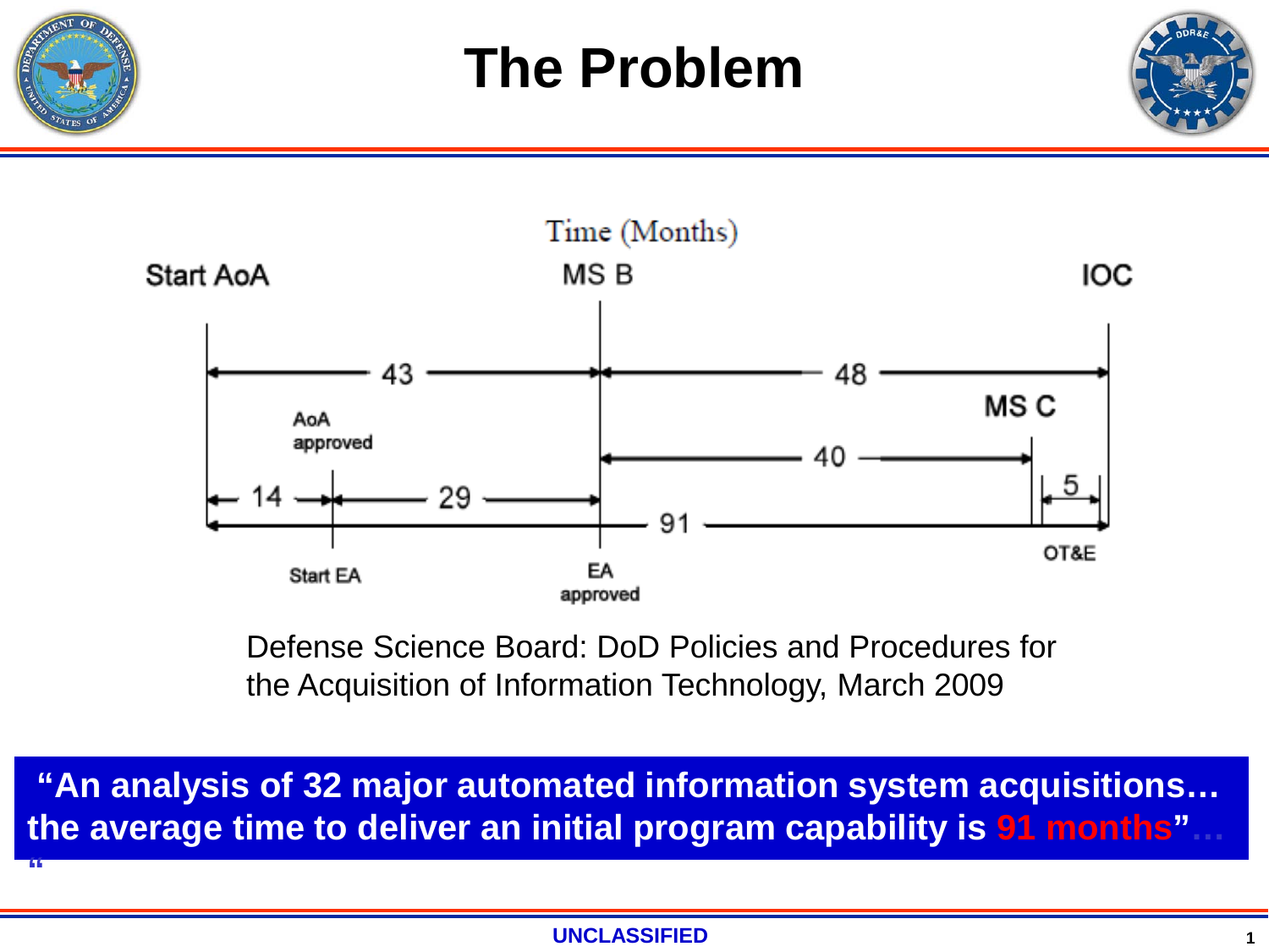# The Problem

Time (Months)

Start AoA — 43 — MS B — 48 — IOC

AoA approved

14 — 29

MS C

40

5

91

Start EA

EA approved

OT&E

Defense Science Board: DoD Policies and Procedures for the Acquisition of Information Technology, March 2009

**"An analysis of 32 major automated information system acquisitions… the average time to deliver an initial program capability is 91 months"…**

UNCLASSIFIED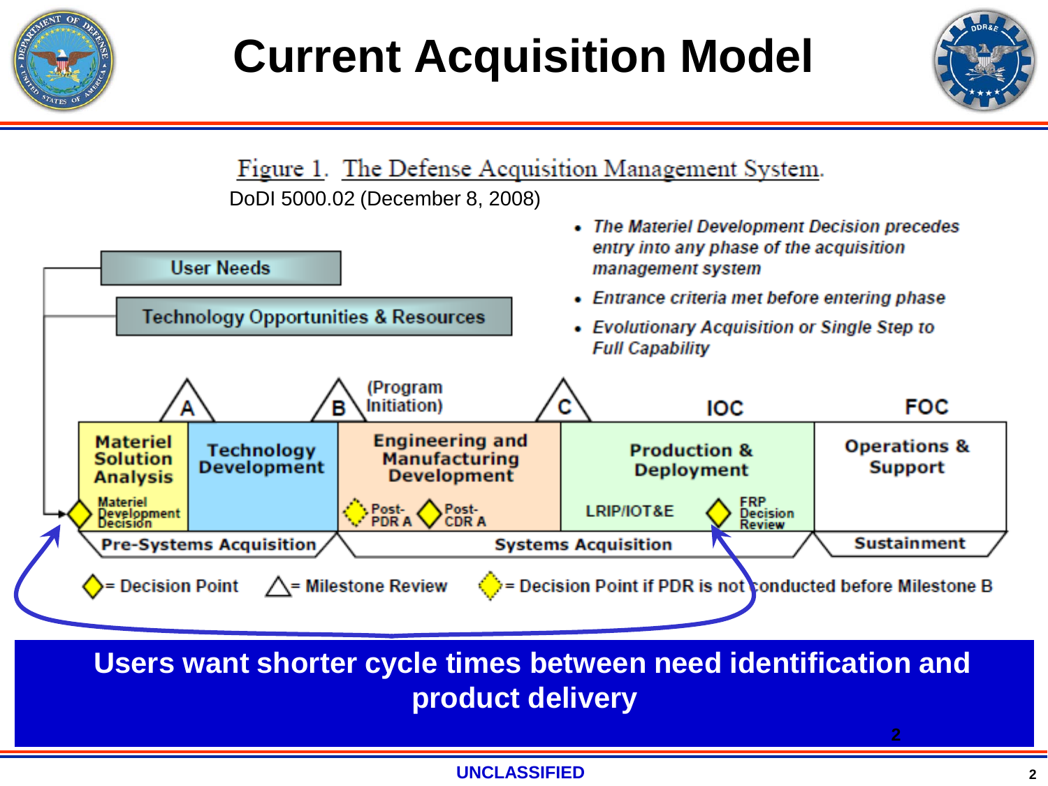# Current Acquisition Model

Figure 1. The Defense Acquisition Management System.

DoDI 5000.02 (December 8, 2008)

- *The Materiel Development Decision precedes entry into any phase of the acquisition management system*
- *Entrance criteria met before entering phase*
- *Evolutionary Acquisition or Single Step to Full Capability*

User Needs

Technology Opportunities & Resources

A | B (Program Initiation) | C | IOC | FOC

| Materiel Solution Analysis | Technology Development | Engineering and Manufacturing Development | Production & Deployment | Operations & Support |
|---|---|---|---|---|
| Materiel Development Decision | | Post-PDR A, Post-CDR A | LRIP/IOT&E, FRP Decision Review | |

Pre-Systems Acquisition | Systems Acquisition | Sustainment

◇= Decision Point △= Milestone Review ◇= Decision Point if PDR is not conducted before Milestone B

**Users want shorter cycle times between need identification and product delivery**

UNCLASSIFIED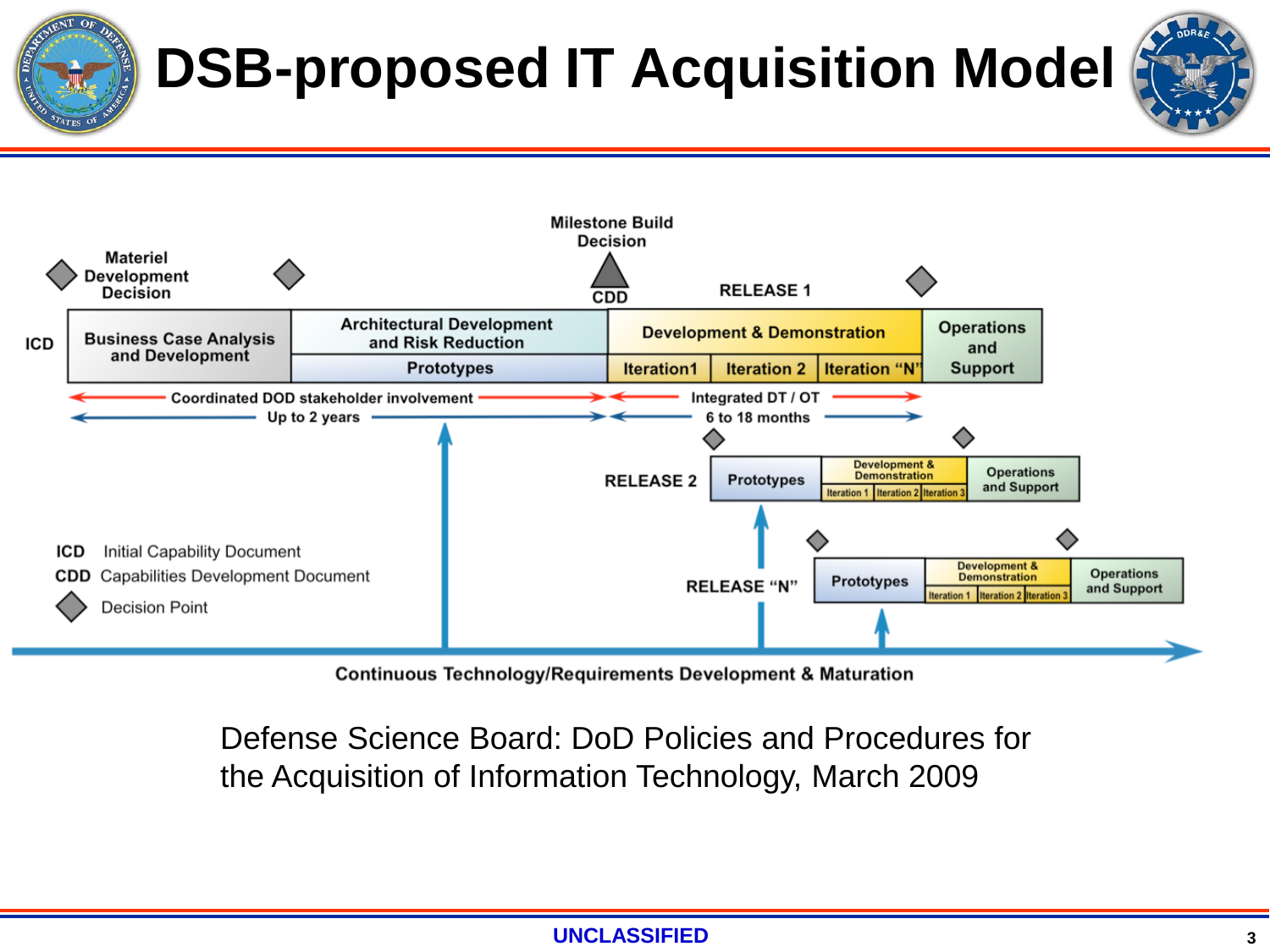# DSB-proposed IT Acquisition Model

Milestone Build Decision

Materiel Development Decision

CDD

RELEASE 1

ICD

Business Case Analysis and Development

Architectural Development and Risk Reduction

Prototypes

Development & Demonstration

Iteration1 | Iteration 2 | Iteration "N"

Operations and Support

Coordinated DOD stakeholder involvement

Up to 2 years

Integrated DT / OT

6 to 18 months

RELEASE 2

Prototypes

Development & Demonstration

Iteration 1 | Iteration 2 | Iteration 3

Operations and Support

RELEASE "N"

Prototypes

Development & Demonstration

Iteration 1 | Iteration 2 | Iteration 3

Operations and Support

**ICD** Initial Capability Document

**CDD** Capabilities Development Document

Decision Point

Continuous Technology/Requirements Development & Maturation

Defense Science Board: DoD Policies and Procedures for the Acquisition of Information Technology, March 2009

UNCLASSIFIED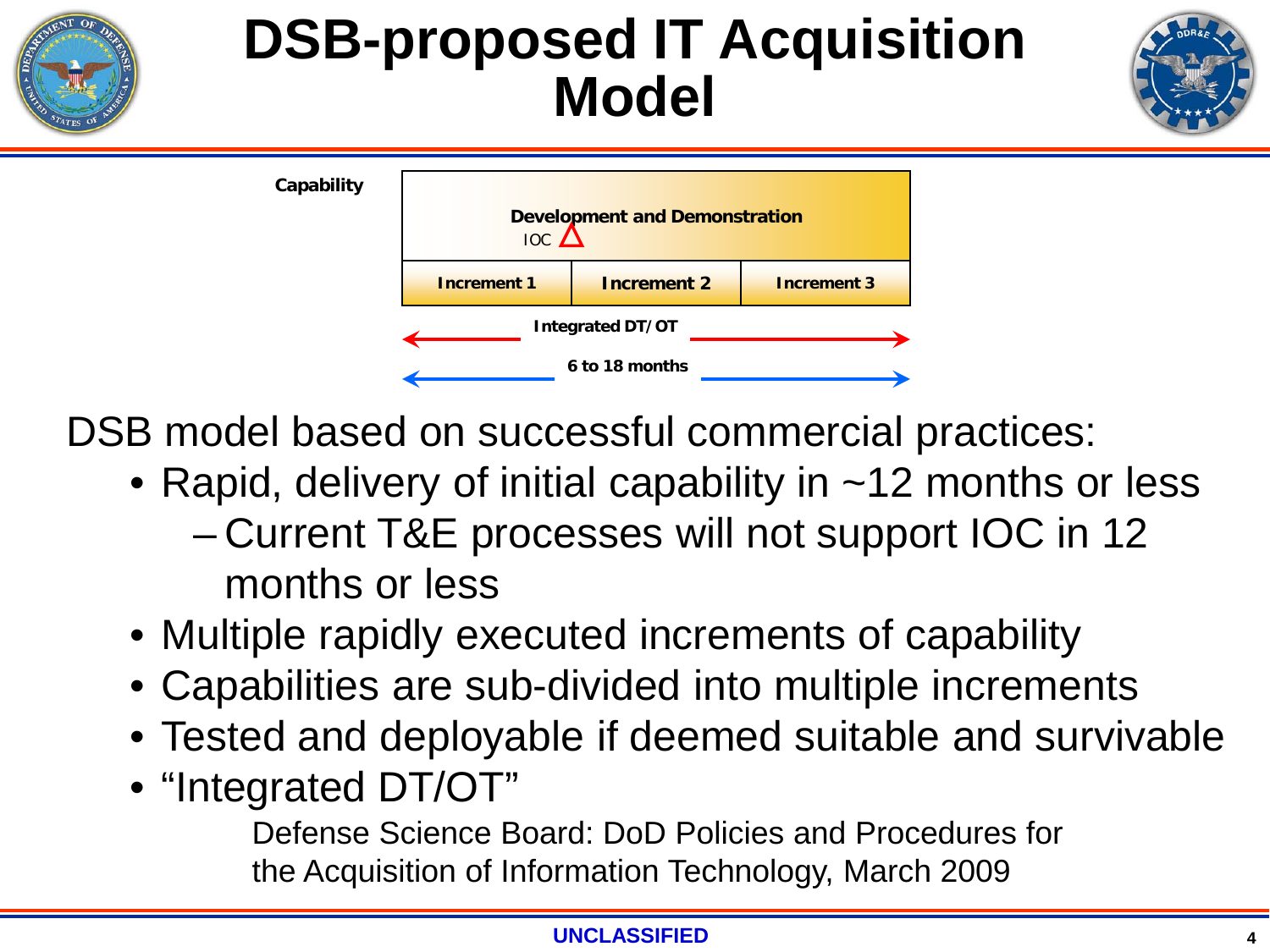# DSB-proposed IT Acquisition Model

Capability

| Development and Demonstration (IOC △) | | |
|---|---|---|
| Increment 1 | Increment 2 | Increment 3 |

← Integrated DT/OT →

← 6 to 18 months →

DSB model based on successful commercial practices:

- Rapid, delivery of initial capability in ~12 months or less
  - Current T&E processes will not support IOC in 12 months or less
- Multiple rapidly executed increments of capability
- Capabilities are sub-divided into multiple increments
- Tested and deployable if deemed suitable and survivable
- “Integrated DT/OT”

Defense Science Board: DoD Policies and Procedures for the Acquisition of Information Technology, March 2009

UNCLASSIFIED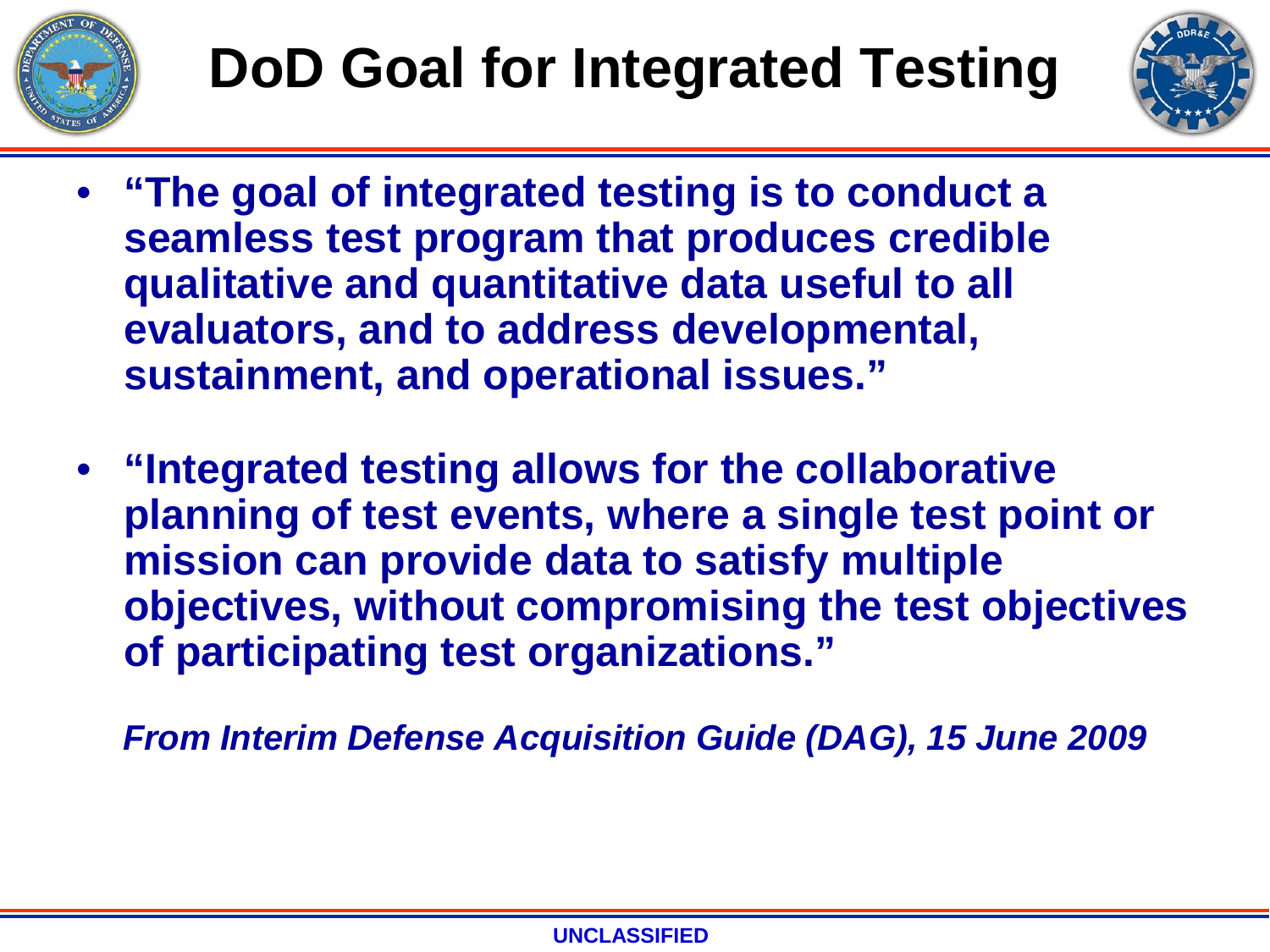# DoD Goal for Integrated Testing

- **"The goal of integrated testing is to conduct a seamless test program that produces credible qualitative and quantitative data useful to all evaluators, and to address developmental, sustainment, and operational issues."**

- **"Integrated testing allows for the collaborative planning of test events, where a single test point or mission can provide data to satisfy multiple objectives, without compromising the test objectives of participating test organizations."**

***From Interim Defense Acquisition Guide (DAG), 15 June 2009***

UNCLASSIFIED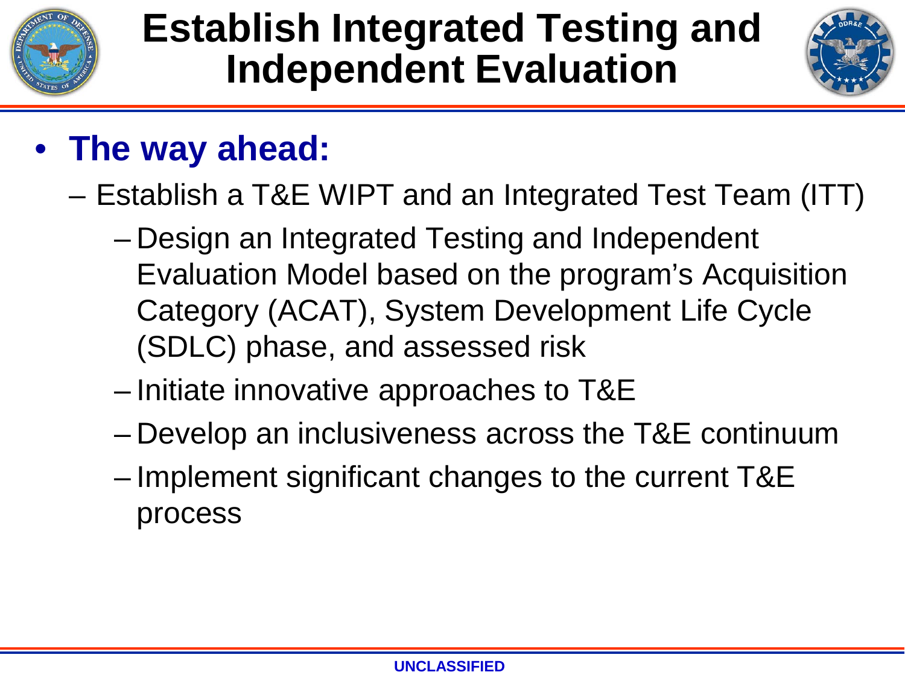# Establish Integrated Testing and Independent Evaluation

- **The way ahead:**
  - Establish a T&E WIPT and an Integrated Test Team (ITT)
    - Design an Integrated Testing and Independent Evaluation Model based on the program's Acquisition Category (ACAT), System Development Life Cycle (SDLC) phase, and assessed risk
    - Initiate innovative approaches to T&E
    - Develop an inclusiveness across the T&E continuum
    - Implement significant changes to the current T&E process

UNCLASSIFIED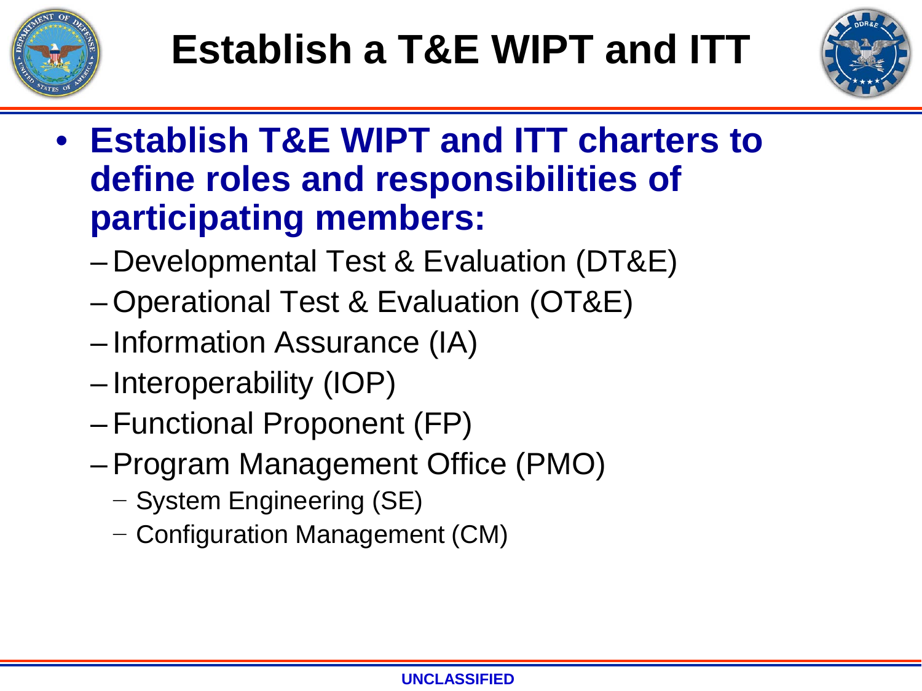# Establish a T&E WIPT and ITT

- **Establish T&E WIPT and ITT charters to define roles and responsibilities of participating members:**
  - Developmental Test & Evaluation (DT&E)
  - Operational Test & Evaluation (OT&E)
  - Information Assurance (IA)
  - Interoperability (IOP)
  - Functional Proponent (FP)
  - Program Management Office (PMO)
    - System Engineering (SE)
    - Configuration Management (CM)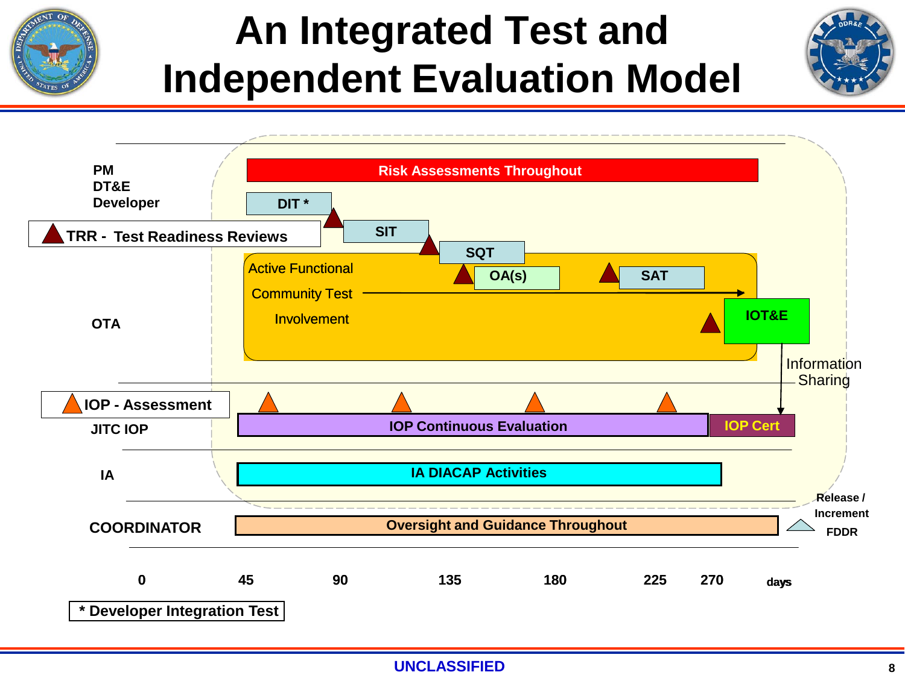# An Integrated Test and Independent Evaluation Model

PM
DT&E
Developer

TRR - Test Readiness Reviews

Risk Assessments Throughout

DIT *

SIT

SQT

OA(s)

SAT

OTA

Active Functional Community Test Involvement

IOT&E

Information Sharing

IOP - Assessment

JITC IOP

IOP Continuous Evaluation

IOP Cert

IA

IA DIACAP Activities

COORDINATOR

Oversight and Guidance Throughout

Release / Increment FDDR

0 45 90 135 180 225 270 days

* Developer Integration Test

UNCLASSIFIED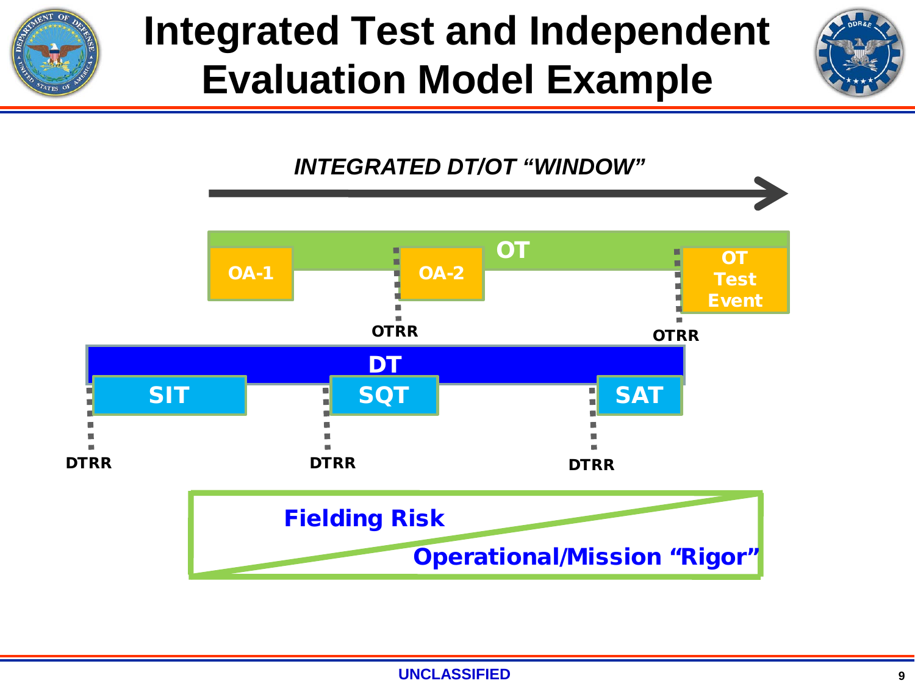# Integrated Test and Independent Evaluation Model Example

*INTEGRATED DT/OT "WINDOW"*

**OT**

**OA-1**

**OA-2**

**OT Test Event**

**OTRR**

**OTRR**

**DT**

**SIT**

**SQT**

**SAT**

**DTRR**

**DTRR**

**DTRR**

**Fielding Risk**

**Operational/Mission "Rigor"**

**UNCLASSIFIED**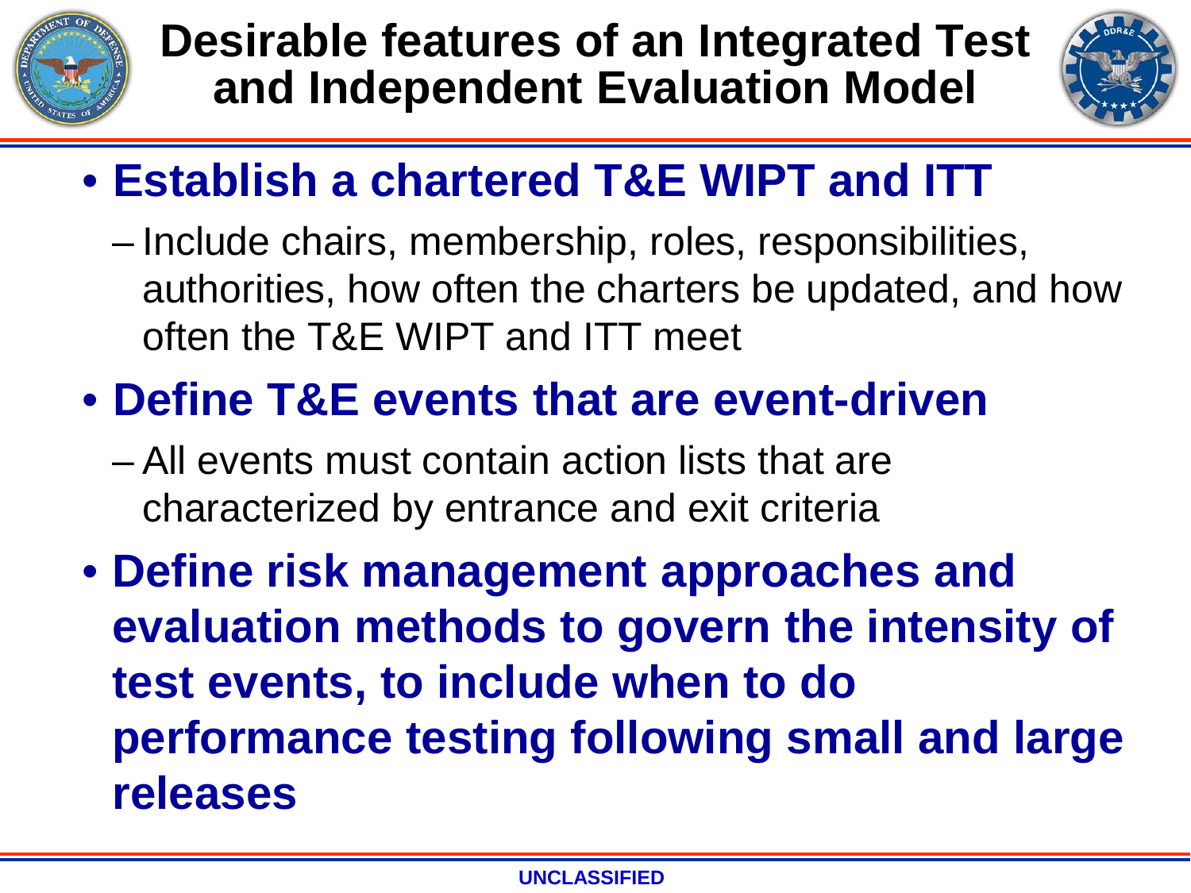# Desirable features of an Integrated Test and Independent Evaluation Model

- **Establish a chartered T&E WIPT and ITT**
  - Include chairs, membership, roles, responsibilities, authorities, how often the charters be updated, and how often the T&E WIPT and ITT meet
- **Define T&E events that are event-driven**
  - All events must contain action lists that are characterized by entrance and exit criteria
- **Define risk management approaches and evaluation methods to govern the intensity of test events, to include when to do performance testing following small and large releases**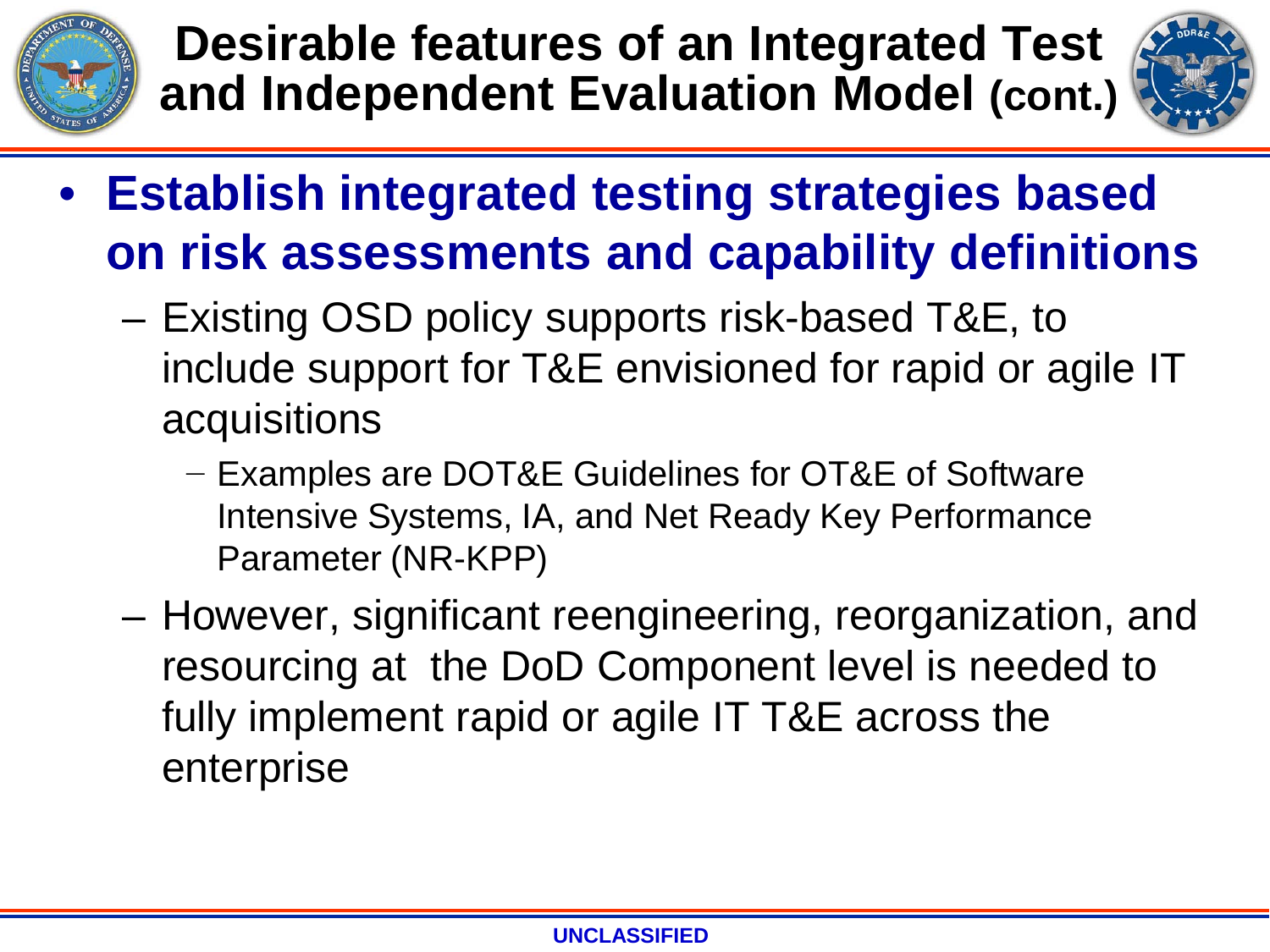# Desirable features of an Integrated Test and Independent Evaluation Model (cont.)

- **Establish integrated testing strategies based on risk assessments and capability definitions**
  - Existing OSD policy supports risk-based T&E, to include support for T&E envisioned for rapid or agile IT acquisitions
    - Examples are DOT&E Guidelines for OT&E of Software Intensive Systems, IA, and Net Ready Key Performance Parameter (NR-KPP)
  - However, significant reengineering, reorganization, and resourcing at the DoD Component level is needed to fully implement rapid or agile IT T&E across the enterprise

UNCLASSIFIED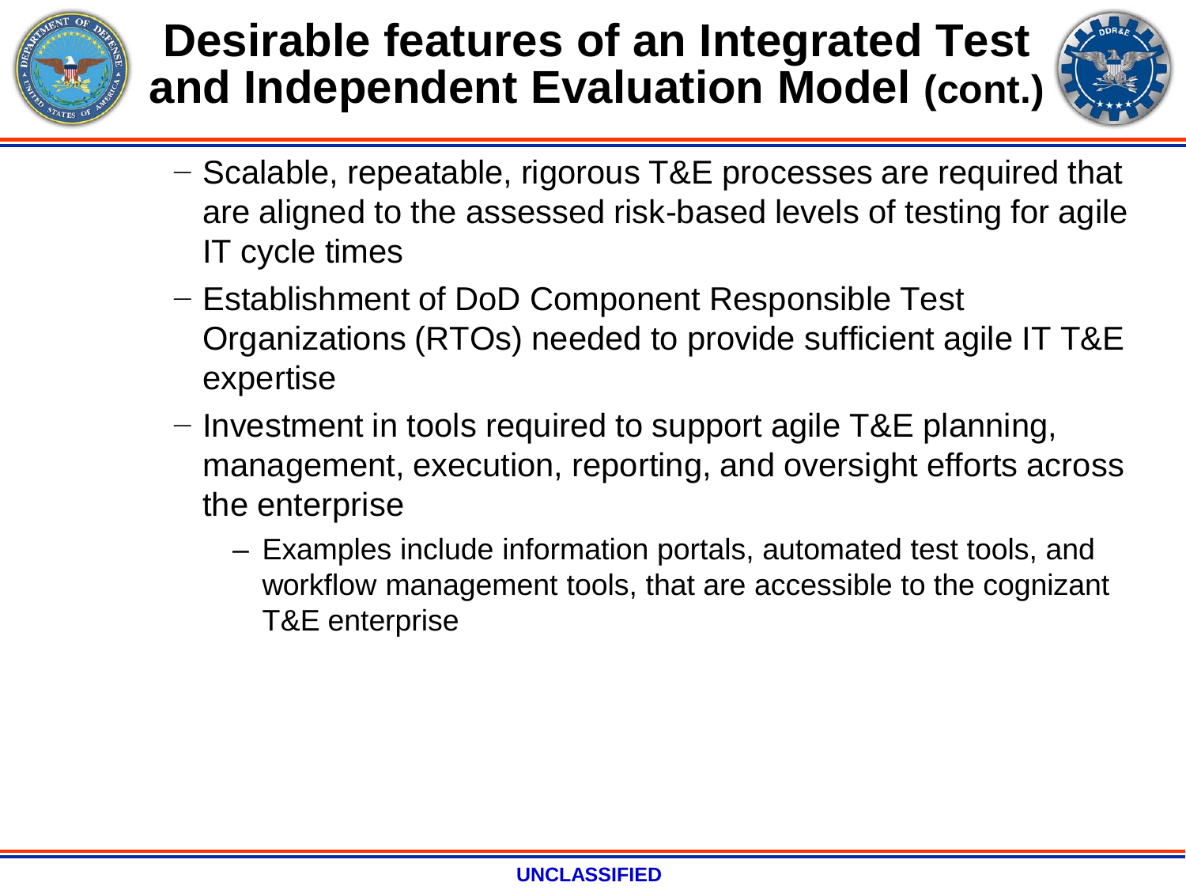# Desirable features of an Integrated Test and Independent Evaluation Model (cont.)

- Scalable, repeatable, rigorous T&E processes are required that are aligned to the assessed risk-based levels of testing for agile IT cycle times
- Establishment of DoD Component Responsible Test Organizations (RTOs) needed to provide sufficient agile IT T&E expertise
- Investment in tools required to support agile T&E planning, management, execution, reporting, and oversight efforts across the enterprise
  - Examples include information portals, automated test tools, and workflow management tools, that are accessible to the cognizant T&E enterprise

UNCLASSIFIED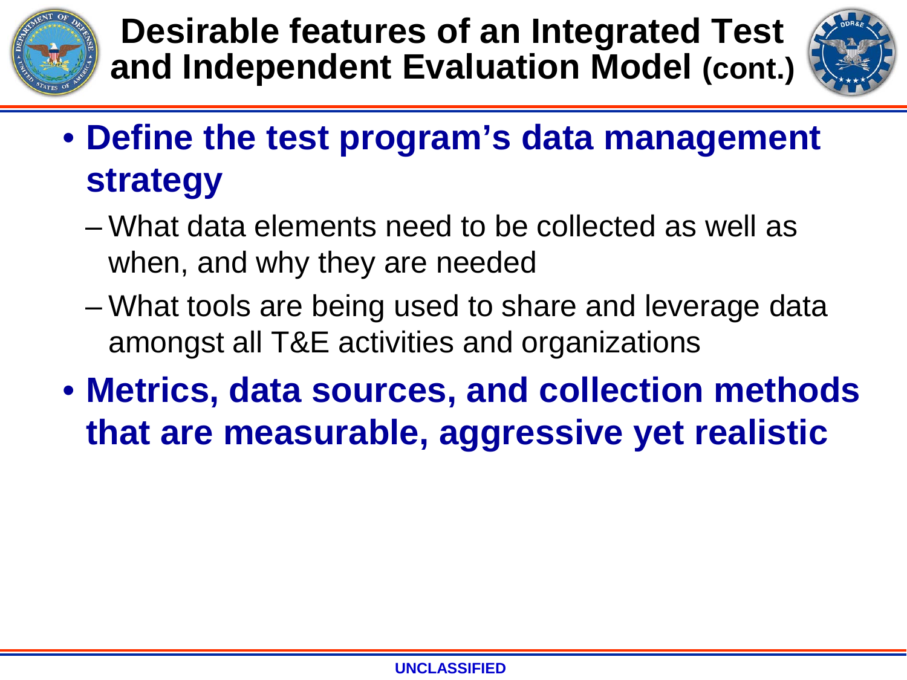# Desirable features of an Integrated Test and Independent Evaluation Model (cont.)

- **Define the test program's data management strategy**
  - What data elements need to be collected as well as when, and why they are needed
  - What tools are being used to share and leverage data amongst all T&E activities and organizations
- **Metrics, data sources, and collection methods that are measurable, aggressive yet realistic**

UNCLASSIFIED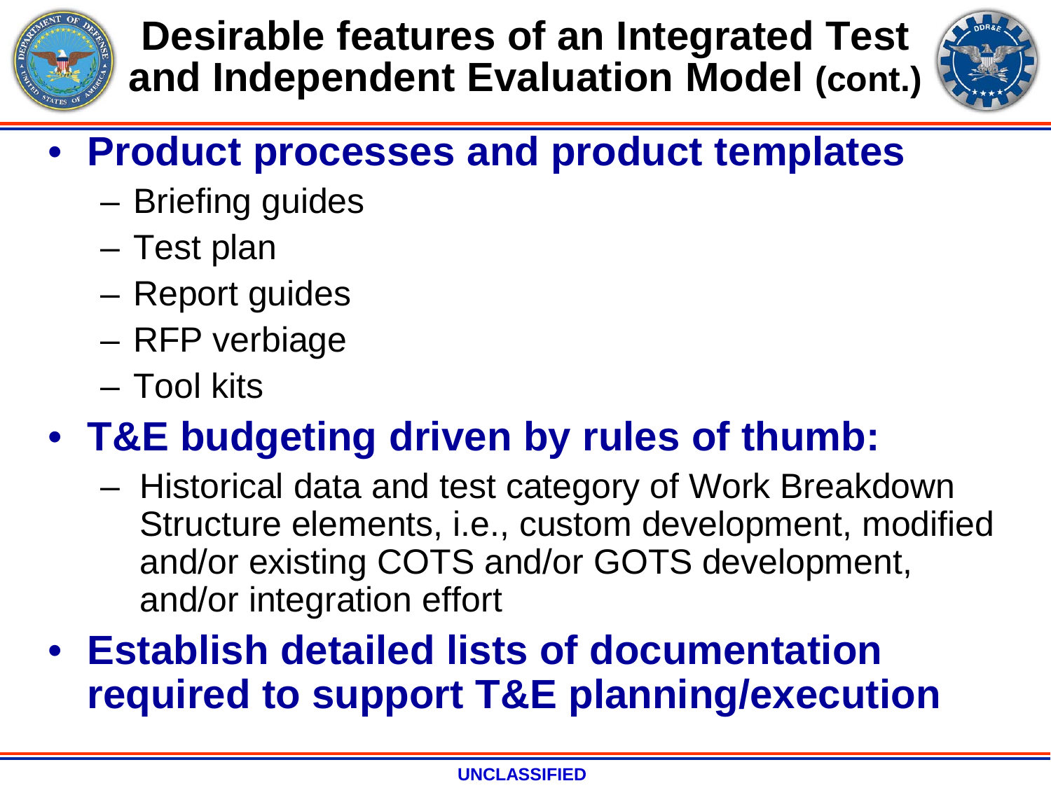# Desirable features of an Integrated Test and Independent Evaluation Model (cont.)

- **Product processes and product templates**
  - Briefing guides
  - Test plan
  - Report guides
  - RFP verbiage
  - Tool kits
- **T&E budgeting driven by rules of thumb:**
  - Historical data and test category of Work Breakdown Structure elements, i.e., custom development, modified and/or existing COTS and/or GOTS development, and/or integration effort
- **Establish detailed lists of documentation required to support T&E planning/execution**

UNCLASSIFIED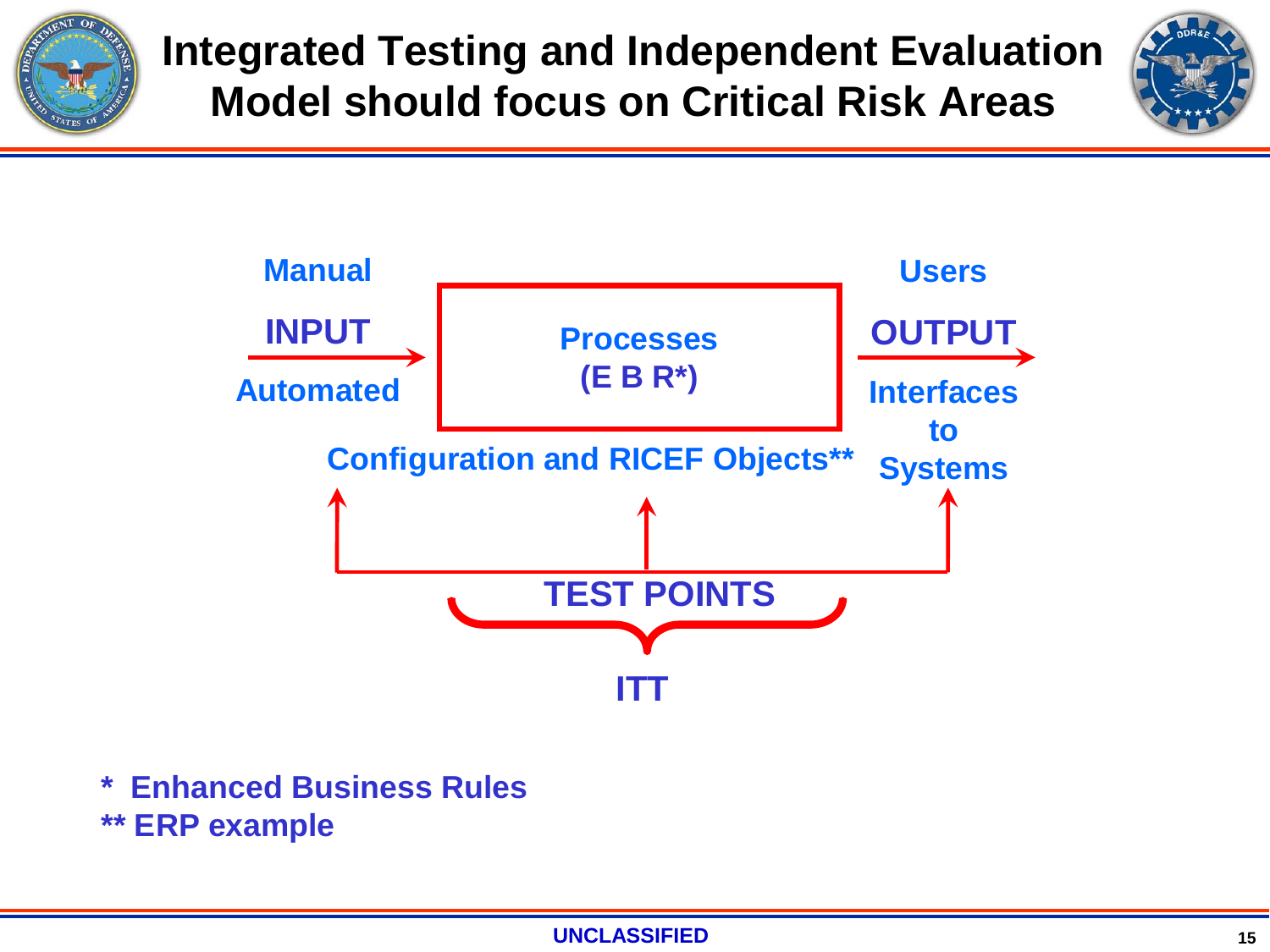# Integrated Testing and Independent Evaluation Model should focus on Critical Risk Areas

Manual

INPUT

Automated

Processes
(E B R*)

Users

OUTPUT

Interfaces to Systems

Configuration and RICEF Objects**

TEST POINTS

ITT

* Enhanced Business Rules

** ERP example

UNCLASSIFIED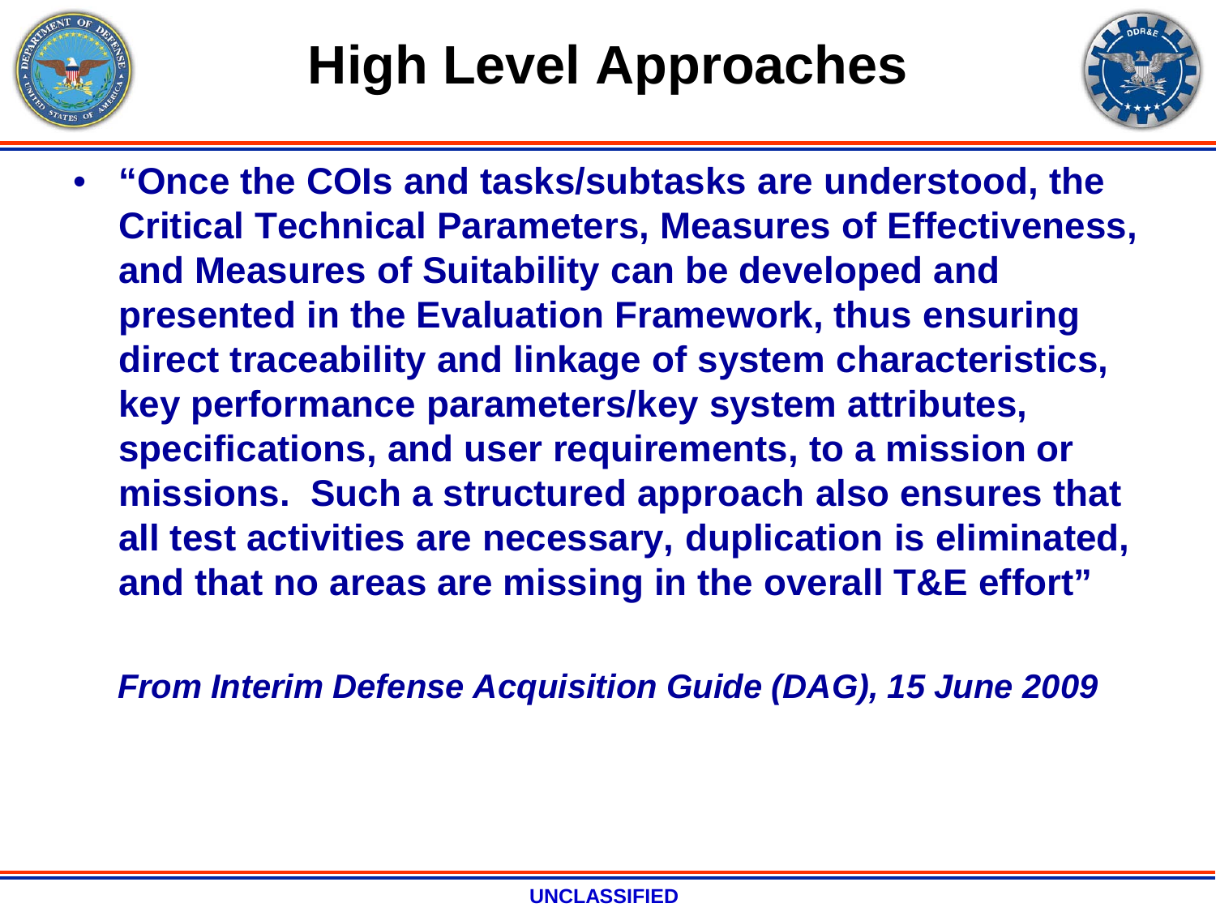# High Level Approaches

- **"Once the COIs and tasks/subtasks are understood, the Critical Technical Parameters, Measures of Effectiveness, and Measures of Suitability can be developed and presented in the Evaluation Framework, thus ensuring direct traceability and linkage of system characteristics, key performance parameters/key system attributes, specifications, and user requirements, to a mission or missions. Such a structured approach also ensures that all test activities are necessary, duplication is eliminated, and that no areas are missing in the overall T&E effort"**

***From Interim Defense Acquisition Guide (DAG), 15 June 2009***

UNCLASSIFIED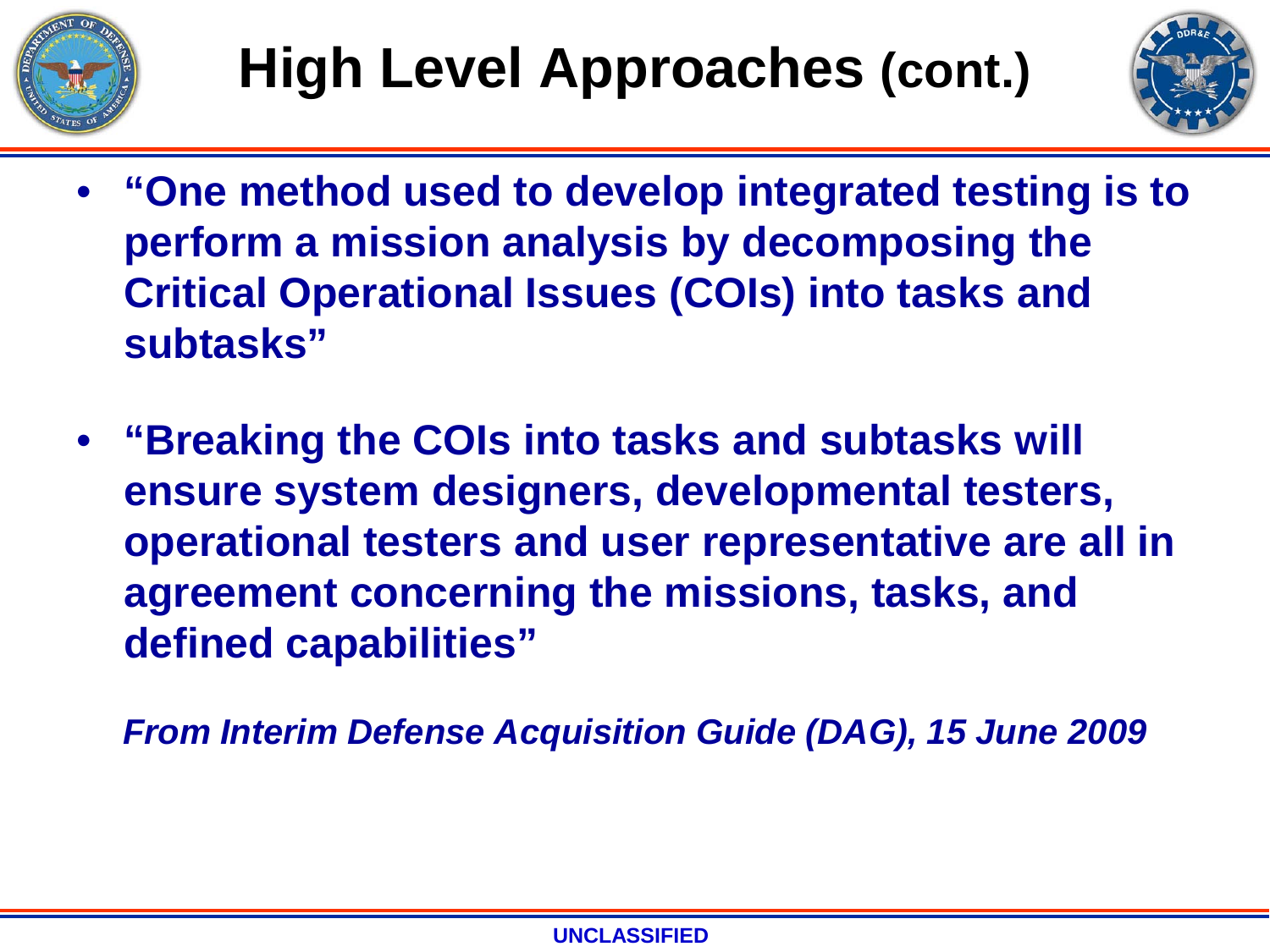# High Level Approaches (cont.)

- **"One method used to develop integrated testing is to perform a mission analysis by decomposing the Critical Operational Issues (COIs) into tasks and subtasks"**
- **"Breaking the COIs into tasks and subtasks will ensure system designers, developmental testers, operational testers and user representative are all in agreement concerning the missions, tasks, and defined capabilities"**

***From Interim Defense Acquisition Guide (DAG), 15 June 2009***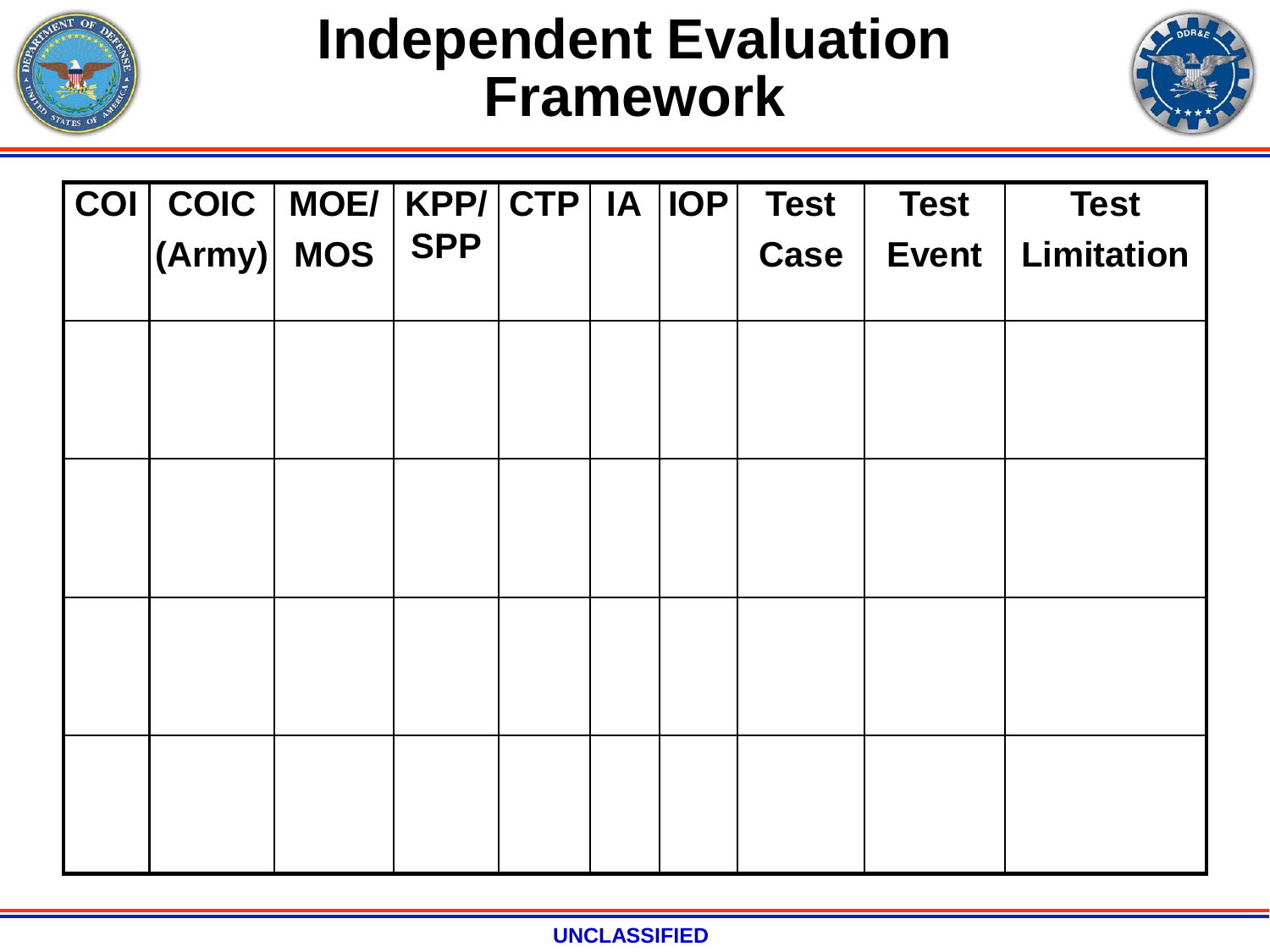# Independent Evaluation Framework

| COI | COIC (Army) | MOE/ MOS | KPP/ SPP | CTP | IA | IOP | Test Case | Test Event | Test Limitation |
|---|---|---|---|---|---|---|---|---|---|
| | | | | | | | | | |
| | | | | | | | | | |
| | | | | | | | | | |
| | | | | | | | | | |

UNCLASSIFIED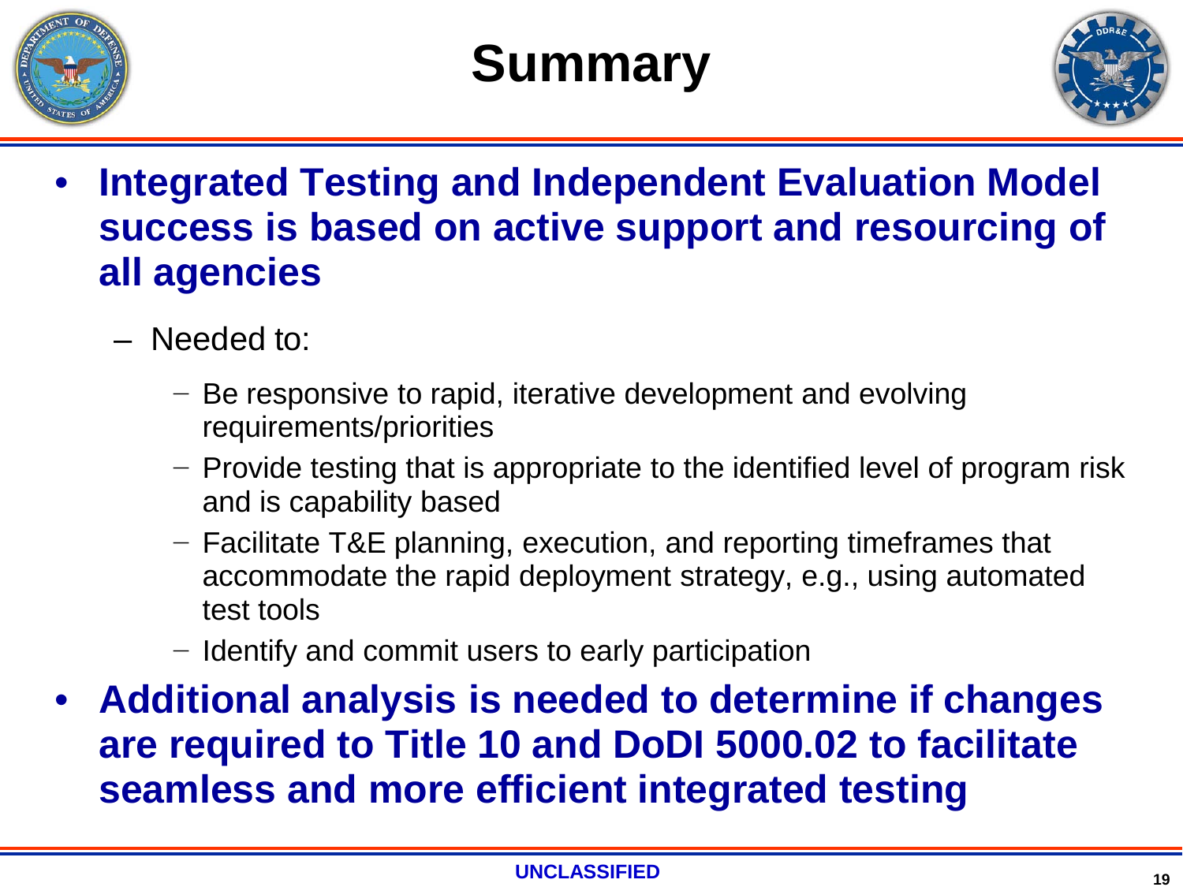# Summary

- **Integrated Testing and Independent Evaluation Model success is based on active support and resourcing of all agencies**
  - Needed to:
    - Be responsive to rapid, iterative development and evolving requirements/priorities
    - Provide testing that is appropriate to the identified level of program risk and is capability based
    - Facilitate T&E planning, execution, and reporting timeframes that accommodate the rapid deployment strategy, e.g., using automated test tools
    - Identify and commit users to early participation
- **Additional analysis is needed to determine if changes are required to Title 10 and DoDI 5000.02 to facilitate seamless and more efficient integrated testing**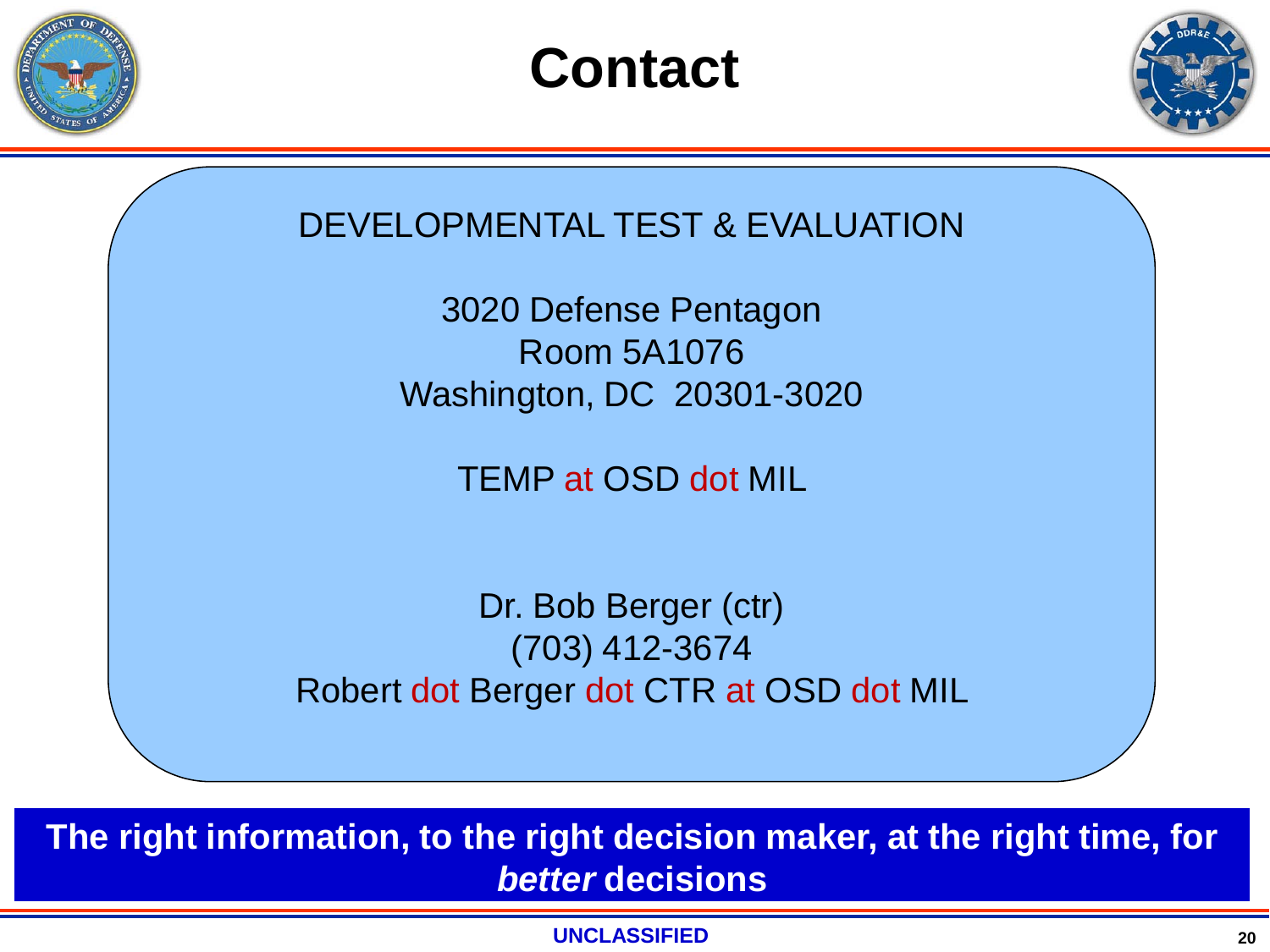# Contact

DEVELOPMENTAL TEST & EVALUATION

3020 Defense Pentagon
Room 5A1076
Washington, DC 20301-3020

TEMP at OSD dot MIL

Dr. Bob Berger (ctr)
(703) 412-3674
Robert dot Berger dot CTR at OSD dot MIL

**The right information, to the right decision maker, at the right time, for *better* decisions**

**UNCLASSIFIED**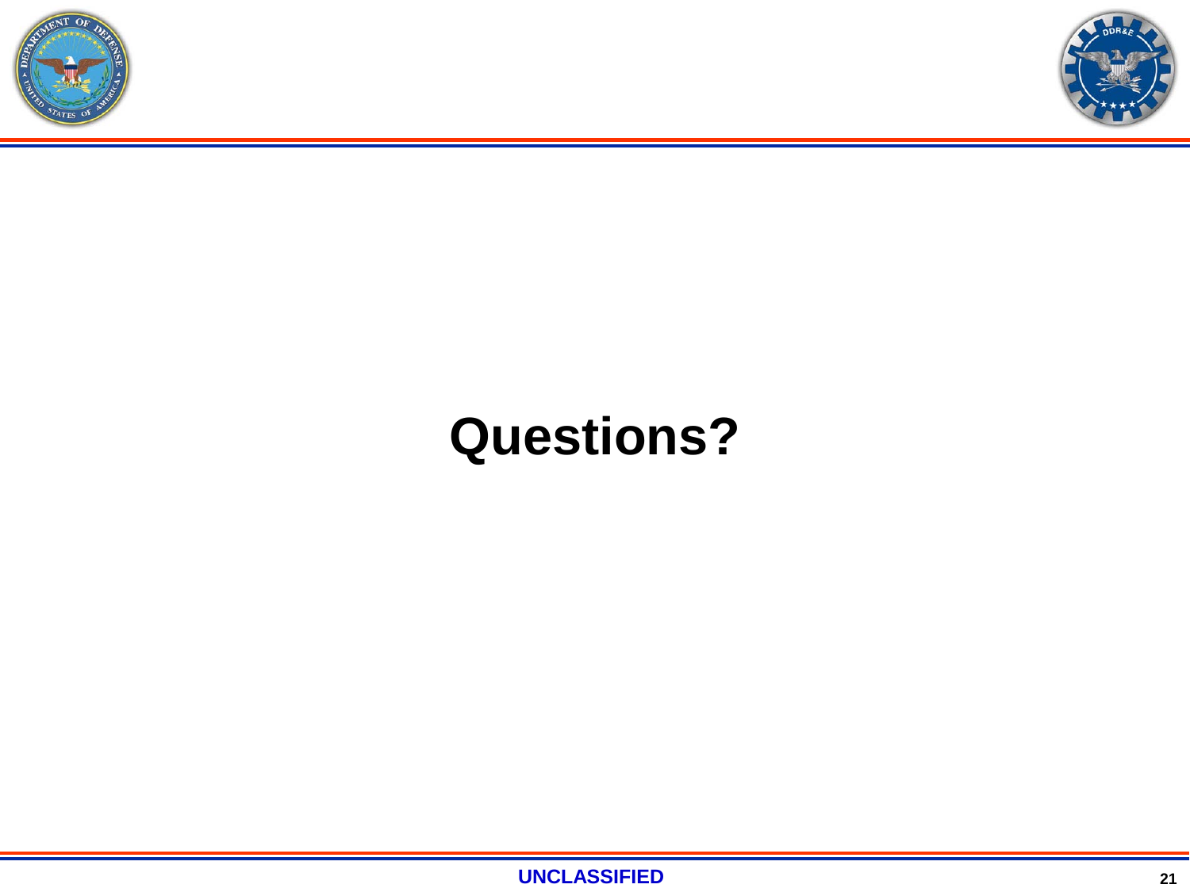# Questions?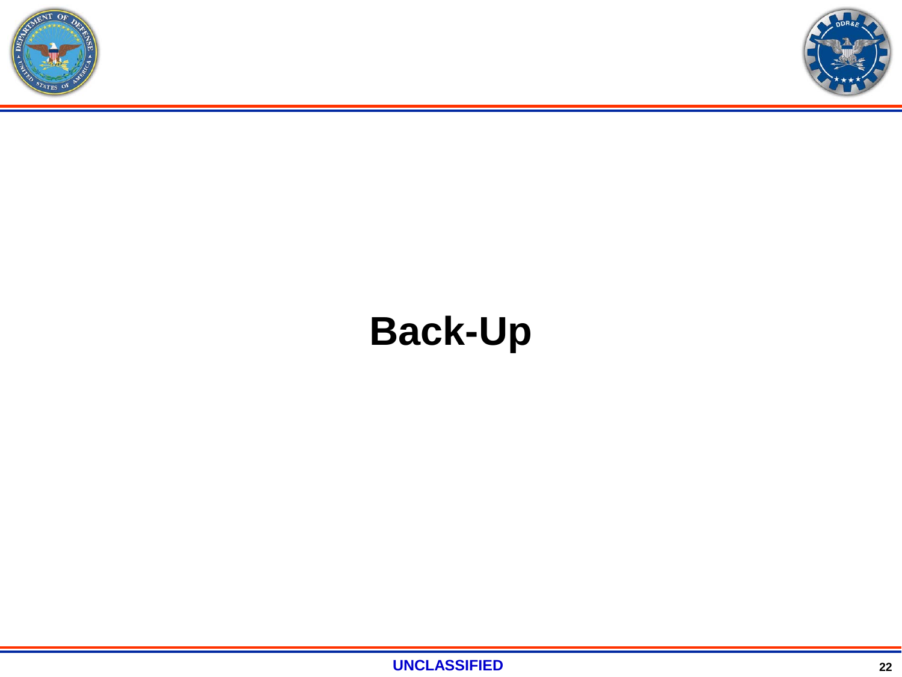# Back-Up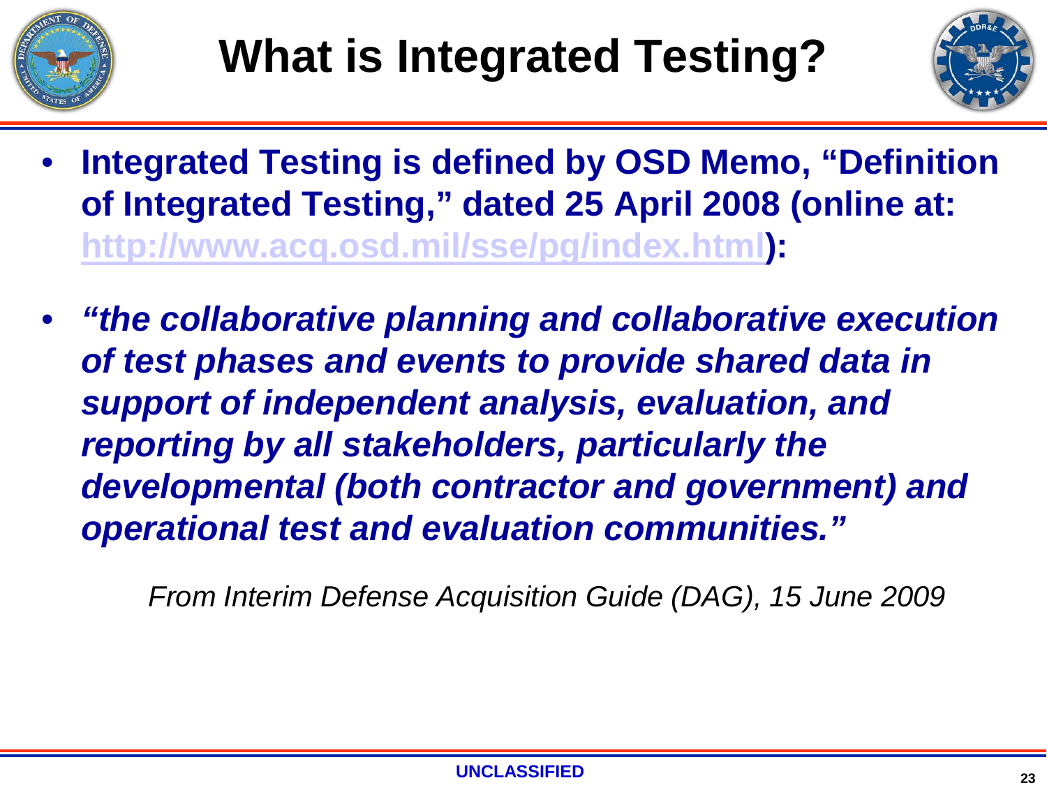# What is Integrated Testing?

- **Integrated Testing is defined by OSD Memo, "Definition of Integrated Testing," dated 25 April 2008 (online at: [http://www.acq.osd.mil/sse/pg/index.html](http://www.acq.osd.mil/sse/pg/index.html)):**
- ***"the collaborative planning and collaborative execution of test phases and events to provide shared data in support of independent analysis, evaluation, and reporting by all stakeholders, particularly the developmental (both contractor and government) and operational test and evaluation communities."***

*From Interim Defense Acquisition Guide (DAG), 15 June 2009*

UNCLASSIFIED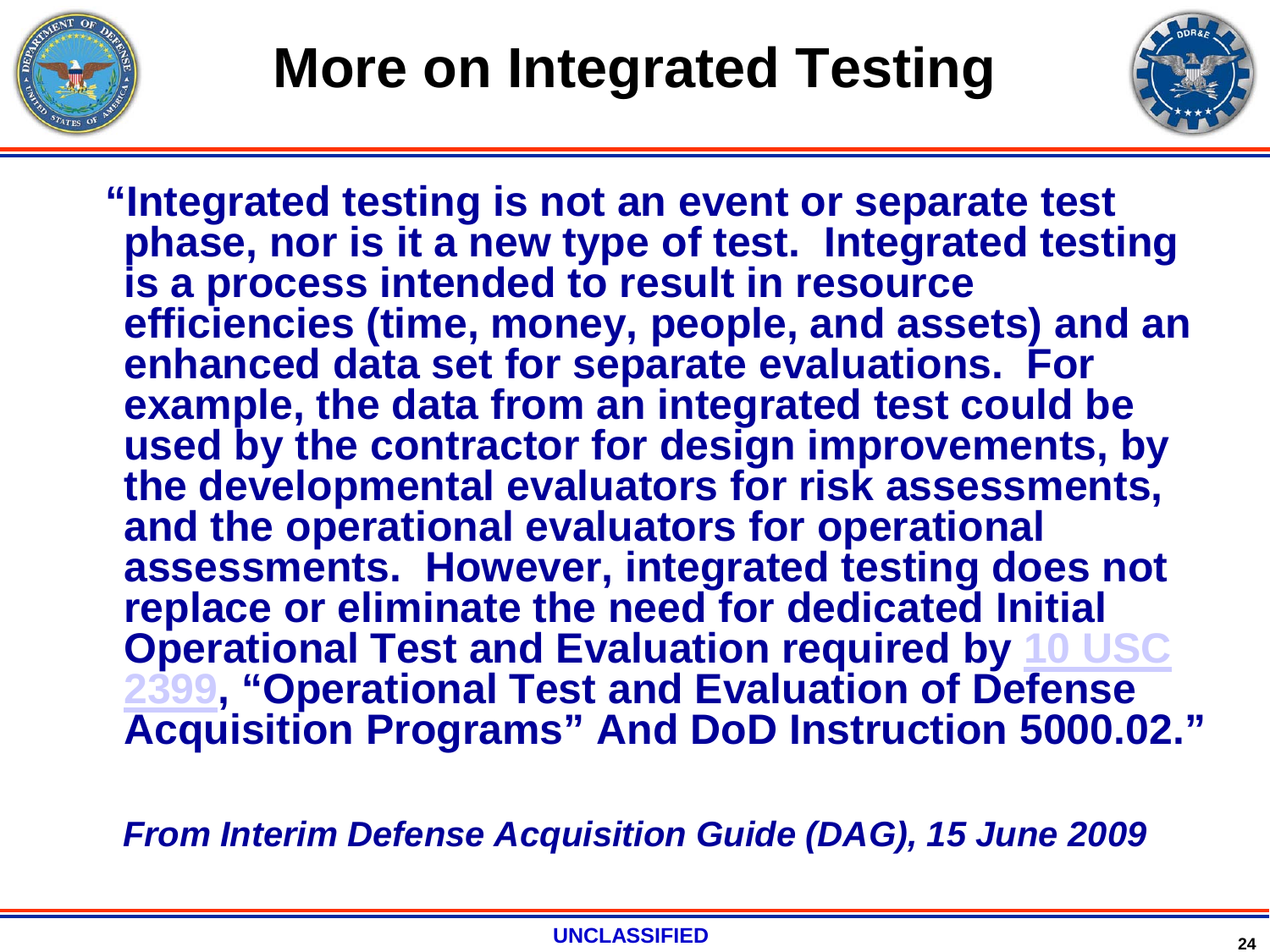# More on Integrated Testing

**"Integrated testing is not an event or separate test phase, nor is it a new type of test. Integrated testing is a process intended to result in resource efficiencies (time, money, people, and assets) and an enhanced data set for separate evaluations. For example, the data from an integrated test could be used by the contractor for design improvements, by the developmental evaluators for risk assessments, and the operational evaluators for operational assessments. However, integrated testing does not replace or eliminate the need for dedicated Initial Operational Test and Evaluation required by 10 USC 2399, "Operational Test and Evaluation of Defense Acquisition Programs" And DoD Instruction 5000.02."**

***From Interim Defense Acquisition Guide (DAG), 15 June 2009***

UNCLASSIFIED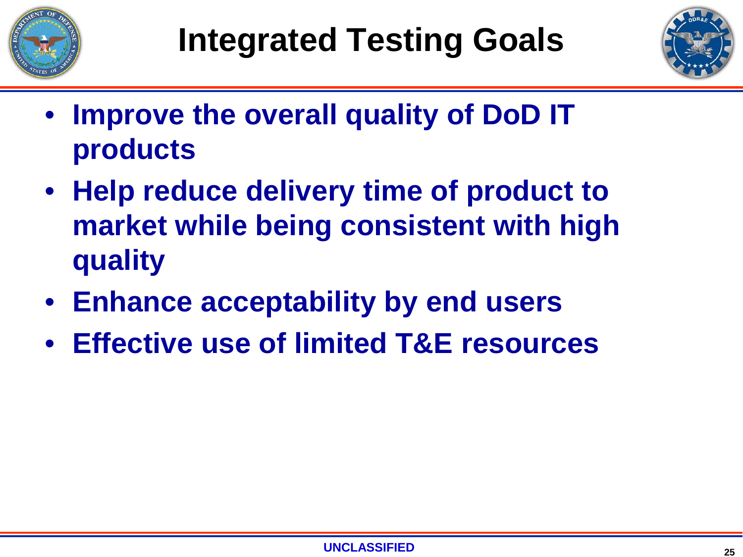# Integrated Testing Goals

- **Improve the overall quality of DoD IT products**
- **Help reduce delivery time of product to market while being consistent with high quality**
- **Enhance acceptability by end users**
- **Effective use of limited T&E resources**

UNCLASSIFIED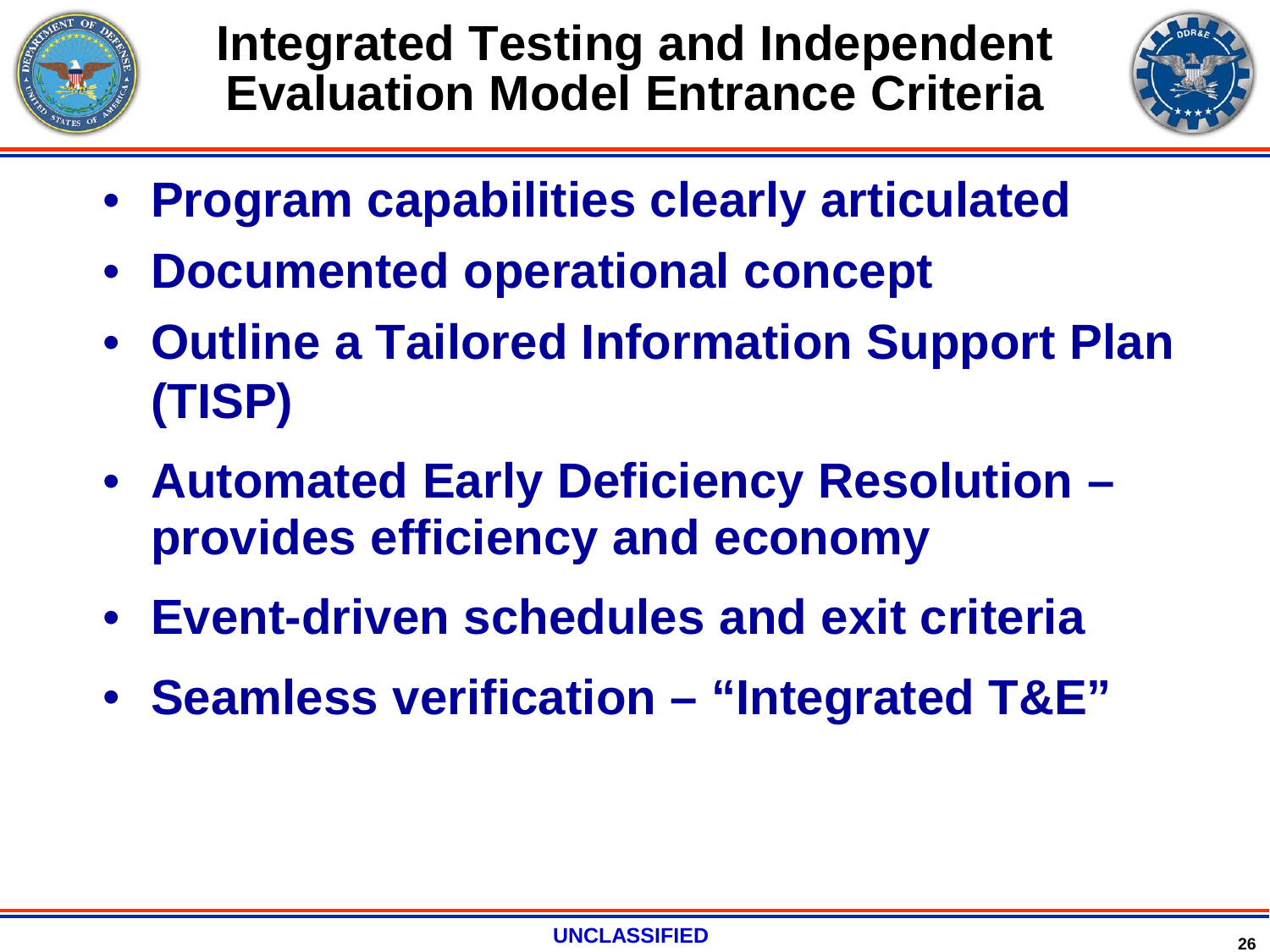# Integrated Testing and Independent Evaluation Model Entrance Criteria

- **Program capabilities clearly articulated**
- **Documented operational concept**
- **Outline a Tailored Information Support Plan (TISP)**
- **Automated Early Deficiency Resolution – provides efficiency and economy**
- **Event-driven schedules and exit criteria**
- **Seamless verification – "Integrated T&E"**

UNCLASSIFIED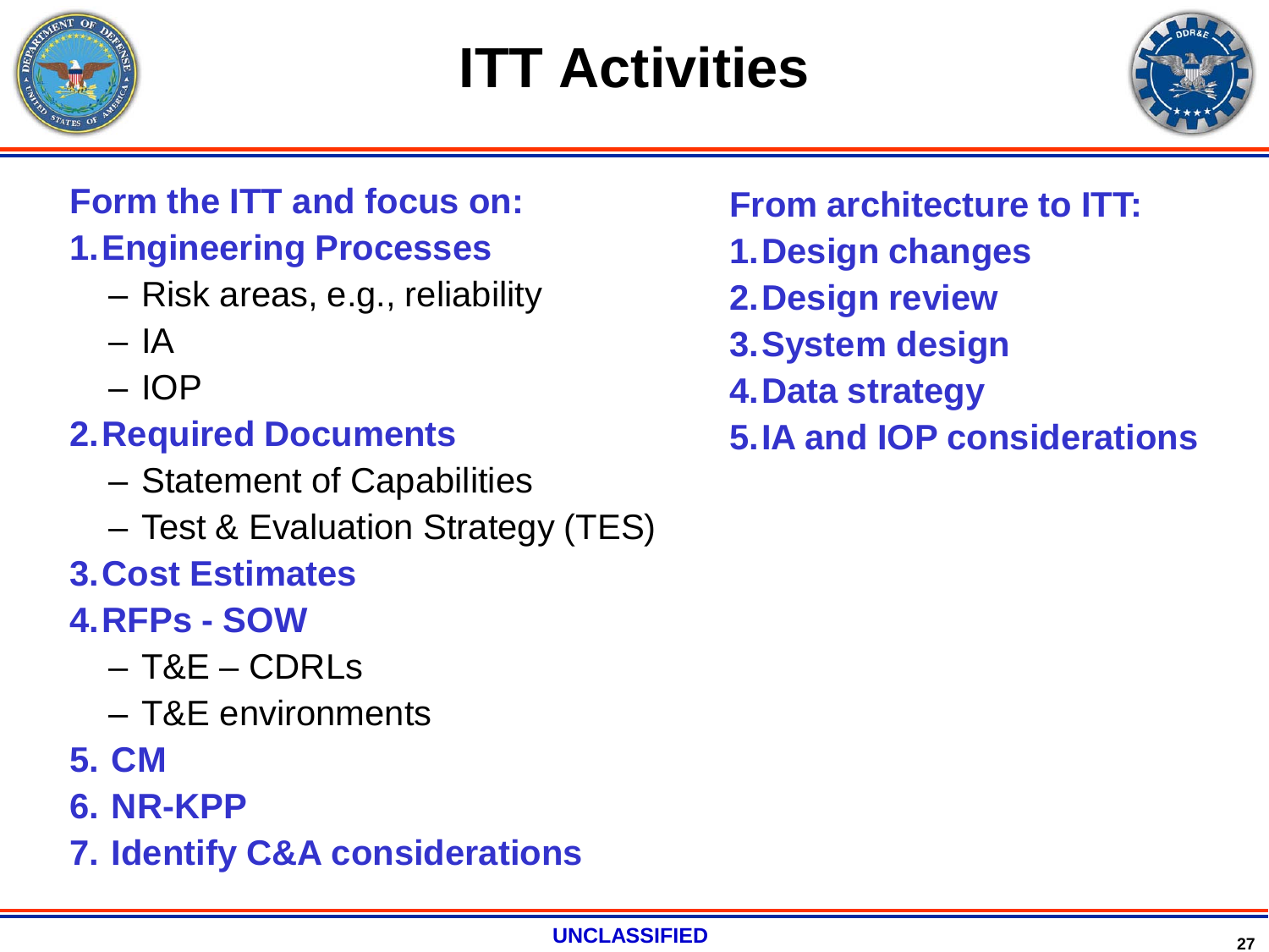# ITT Activities

**Form the ITT and focus on:**

1. **Engineering Processes**
   - Risk areas, e.g., reliability
   - IA
   - IOP
2. **Required Documents**
   - Statement of Capabilities
   - Test & Evaluation Strategy (TES)
3. **Cost Estimates**
4. **RFPs - SOW**
   - T&E – CDRLs
   - T&E environments
5. **CM**
6. **NR-KPP**
7. **Identify C&A considerations**

**From architecture to ITT:**

1. **Design changes**
2. **Design review**
3. **System design**
4. **Data strategy**
5. **IA and IOP considerations**

UNCLASSIFIED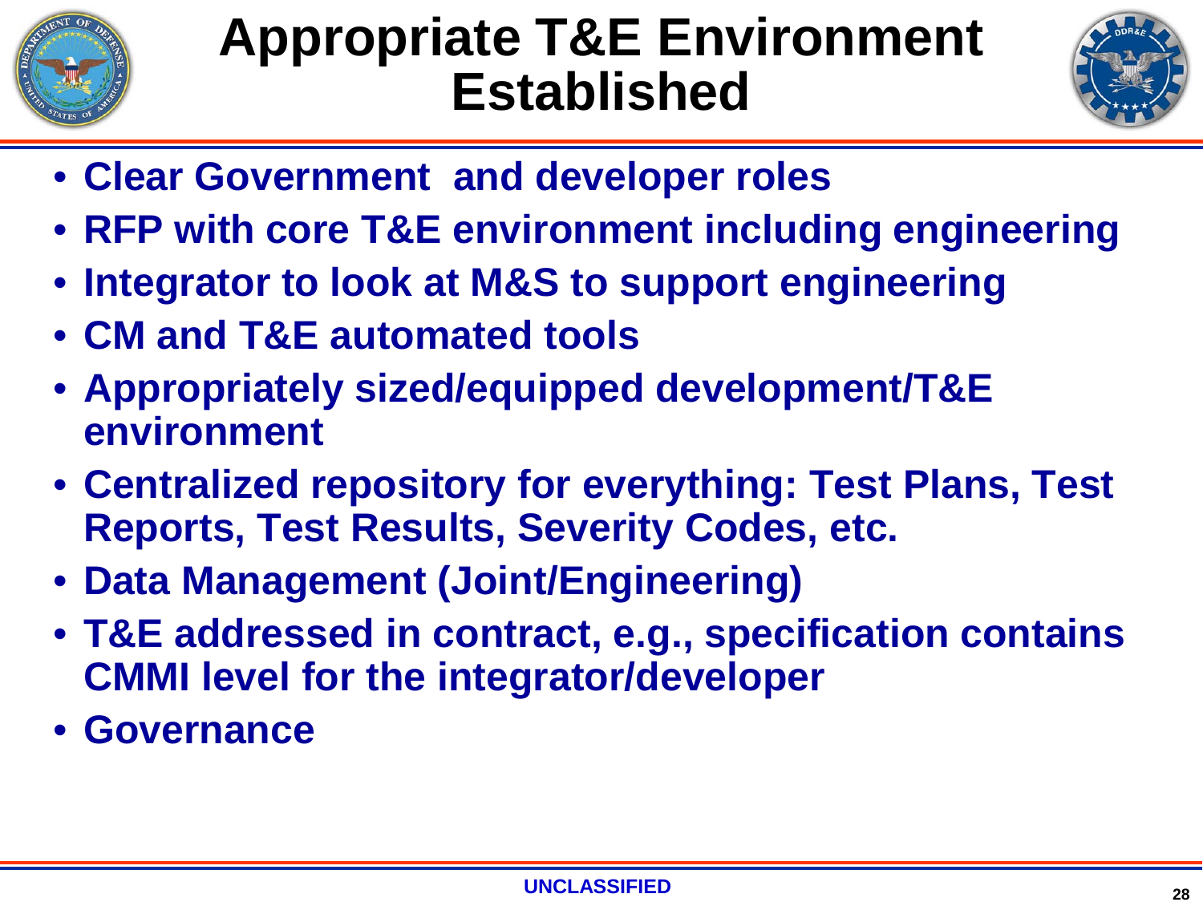# Appropriate T&E Environment Established

- Clear Government and developer roles
- RFP with core T&E environment including engineering
- Integrator to look at M&S to support engineering
- CM and T&E automated tools
- Appropriately sized/equipped development/T&E environment
- Centralized repository for everything: Test Plans, Test Reports, Test Results, Severity Codes, etc.
- Data Management (Joint/Engineering)
- T&E addressed in contract, e.g., specification contains CMMI level for the integrator/developer
- Governance

UNCLASSIFIED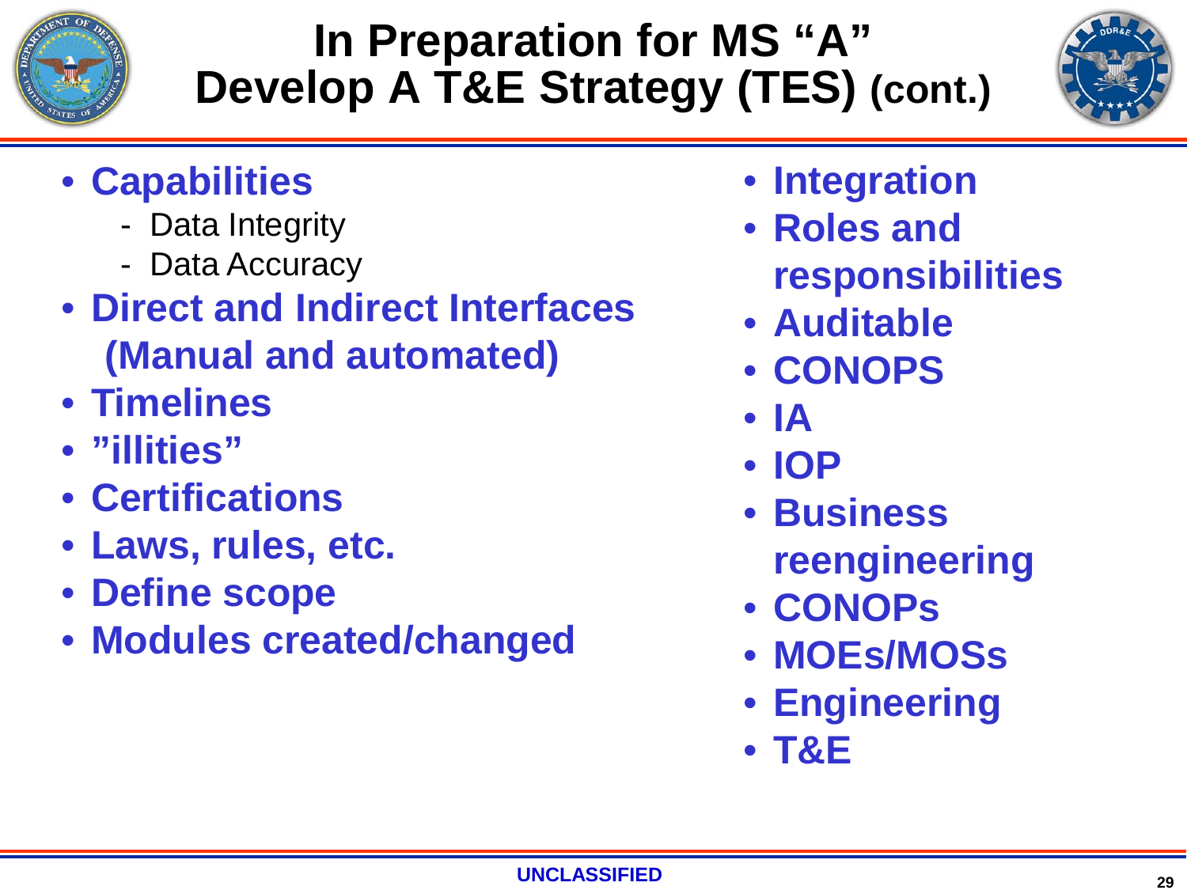# In Preparation for MS "A" Develop A T&E Strategy (TES) (cont.)

- **Capabilities**
  - Data Integrity
  - Data Accuracy
- **Direct and Indirect Interfaces (Manual and automated)**
- **Timelines**
- **"illities"**
- **Certifications**
- **Laws, rules, etc.**
- **Define scope**
- **Modules created/changed**
- **Integration**
- **Roles and responsibilities**
- **Auditable**
- **CONOPS**
- **IA**
- **IOP**
- **Business reengineering**
- **CONOPs**
- **MOEs/MOSs**
- **Engineering**
- **T&E**

UNCLASSIFIED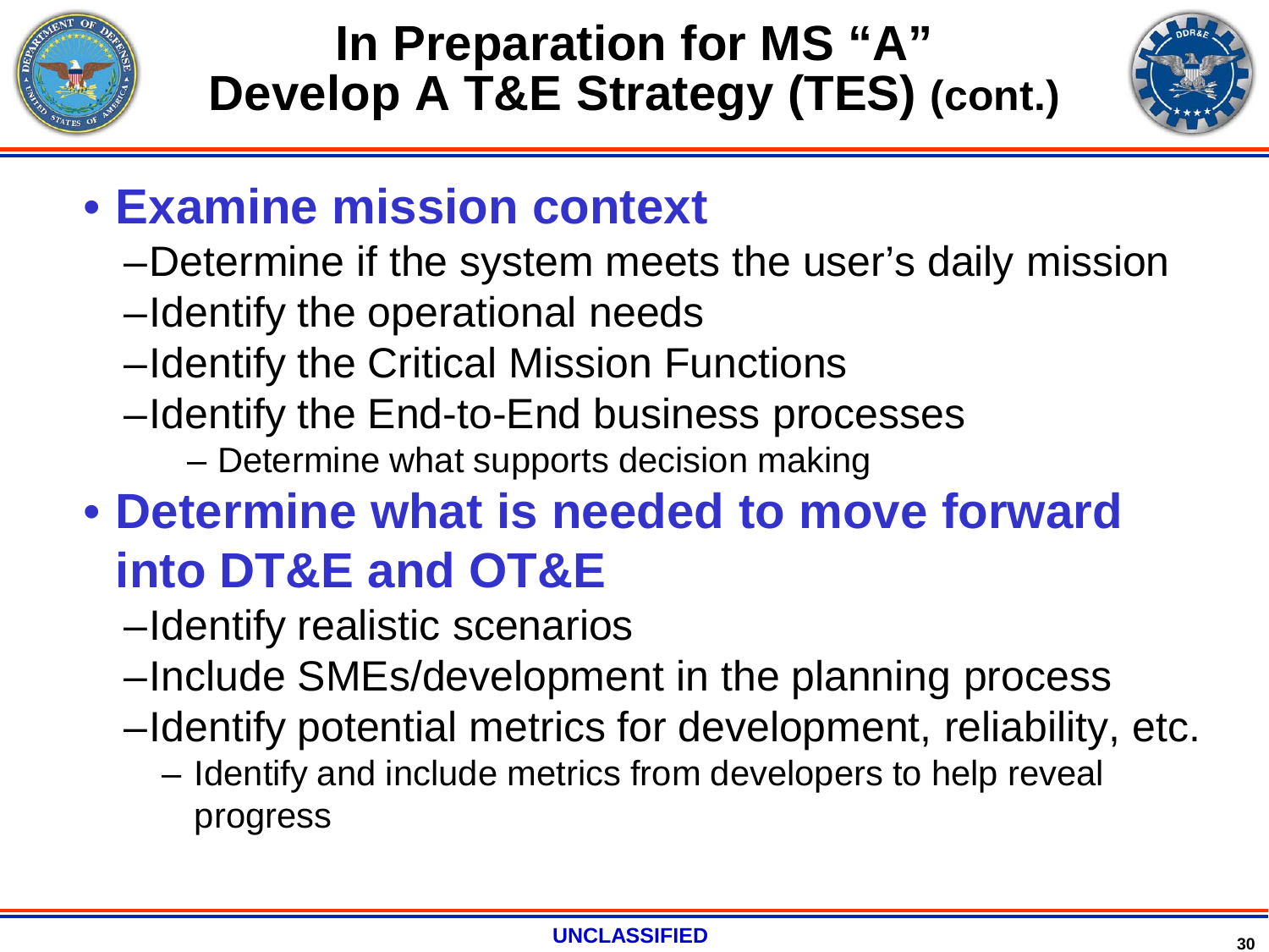# In Preparation for MS "A" Develop A T&E Strategy (TES) (cont.)

- **Examine mission context**
  - Determine if the system meets the user's daily mission
  - Identify the operational needs
  - Identify the Critical Mission Functions
  - Identify the End-to-End business processes
    - Determine what supports decision making
- **Determine what is needed to move forward into DT&E and OT&E**
  - Identify realistic scenarios
  - Include SMEs/development in the planning process
  - Identify potential metrics for development, reliability, etc.
    - Identify and include metrics from developers to help reveal progress

UNCLASSIFIED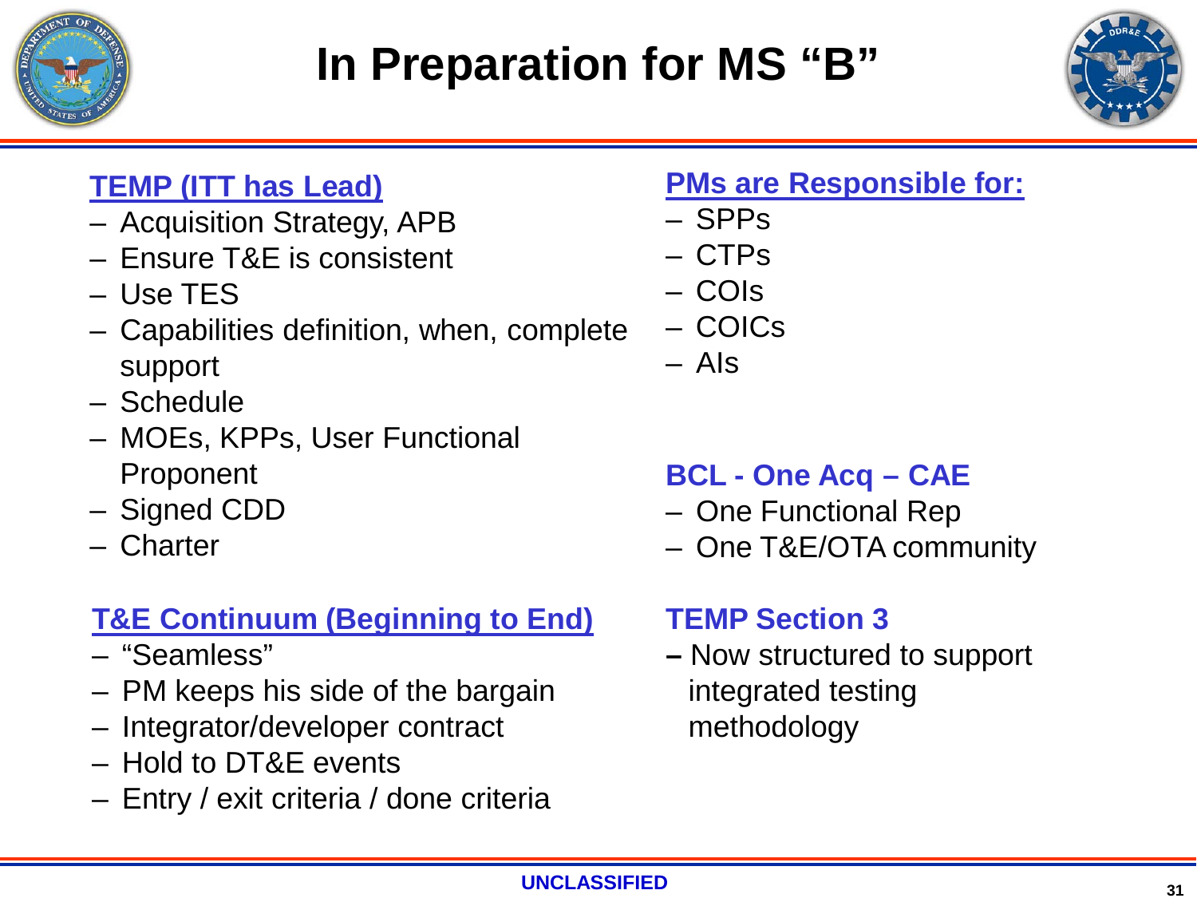# In Preparation for MS "B"

**TEMP (ITT has Lead)**

- Acquisition Strategy, APB
- Ensure T&E is consistent
- Use TES
- Capabilities definition, when, complete support
- Schedule
- MOEs, KPPs, User Functional Proponent
- Signed CDD
- Charter

**T&E Continuum (Beginning to End)**

- "Seamless"
- PM keeps his side of the bargain
- Integrator/developer contract
- Hold to DT&E events
- Entry / exit criteria / done criteria

**PMs are Responsible for:**

- SPPs
- CTPs
- COIs
- COICs
- AIs

**BCL - One Acq – CAE**

- One Functional Rep
- One T&E/OTA community

**TEMP Section 3**

- Now structured to support integrated testing methodology

UNCLASSIFIED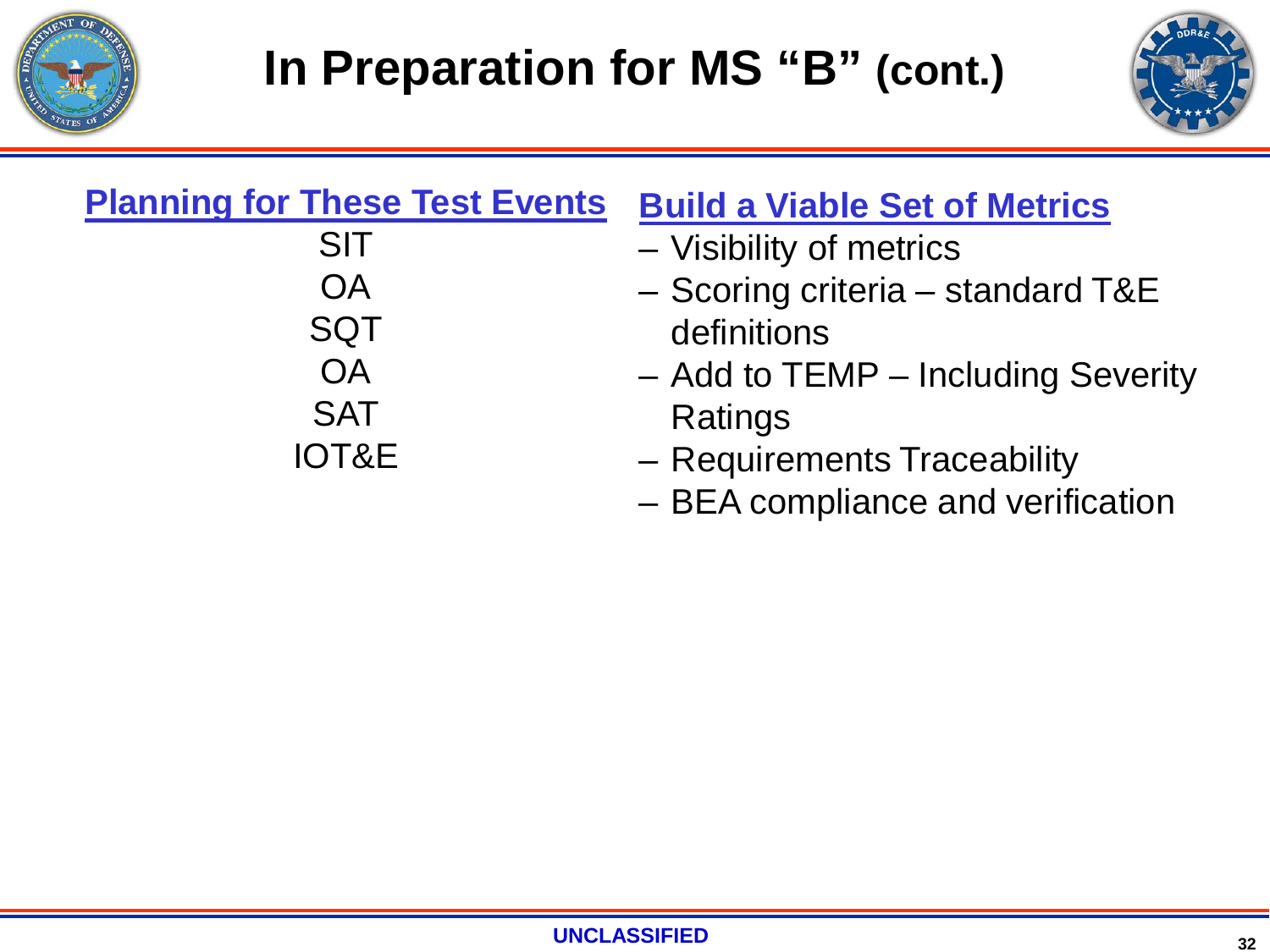# In Preparation for MS "B" (cont.)

## Planning for These Test Events

SIT
OA
SQT
OA
SAT
IOT&E

## Build a Viable Set of Metrics

- Visibility of metrics
- Scoring criteria – standard T&E definitions
- Add to TEMP – Including Severity Ratings
- Requirements Traceability
- BEA compliance and verification

UNCLASSIFIED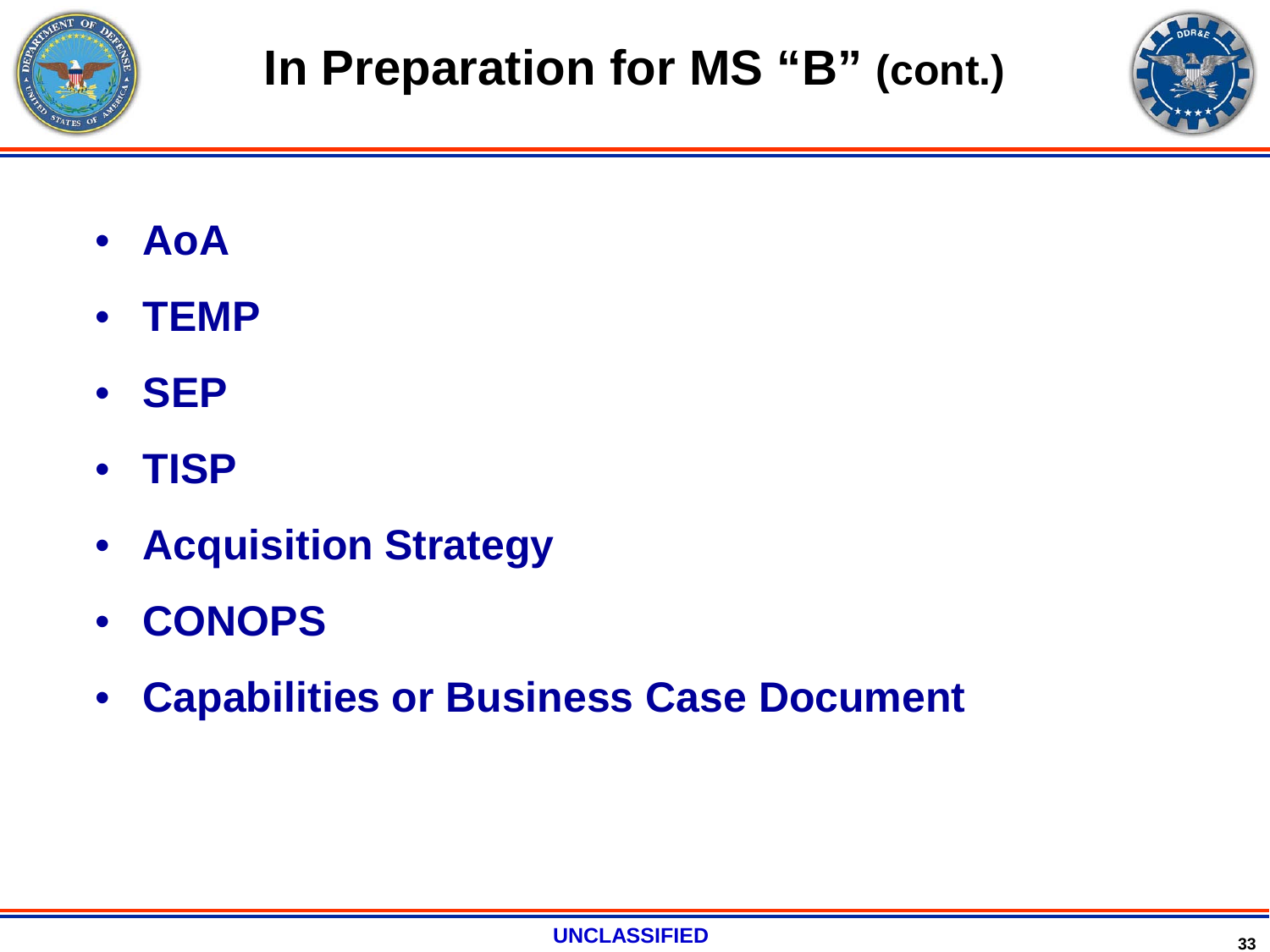# In Preparation for MS "B" (cont.)

- **AoA**
- **TEMP**
- **SEP**
- **TISP**
- **Acquisition Strategy**
- **CONOPS**
- **Capabilities or Business Case Document**

UNCLASSIFIED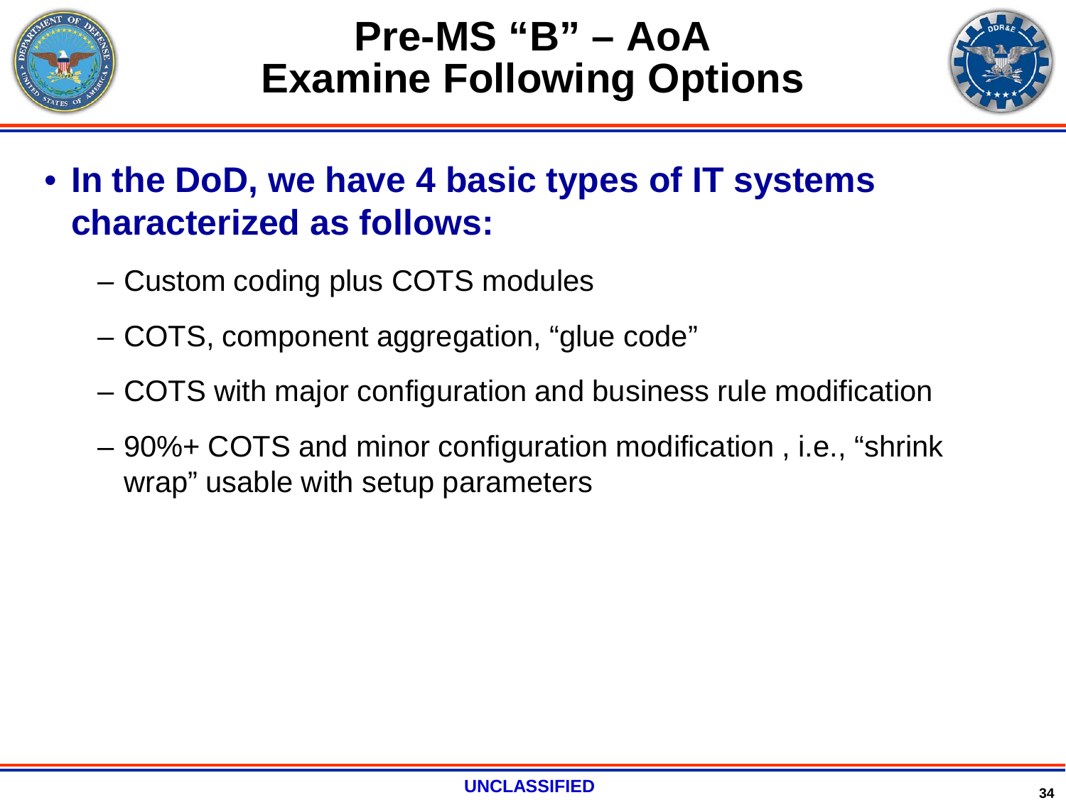# Pre-MS "B" – AoA Examine Following Options

- **In the DoD, we have 4 basic types of IT systems characterized as follows:**
  - Custom coding plus COTS modules
  - COTS, component aggregation, "glue code"
  - COTS with major configuration and business rule modification
  - 90%+ COTS and minor configuration modification , i.e., "shrink wrap" usable with setup parameters

UNCLASSIFIED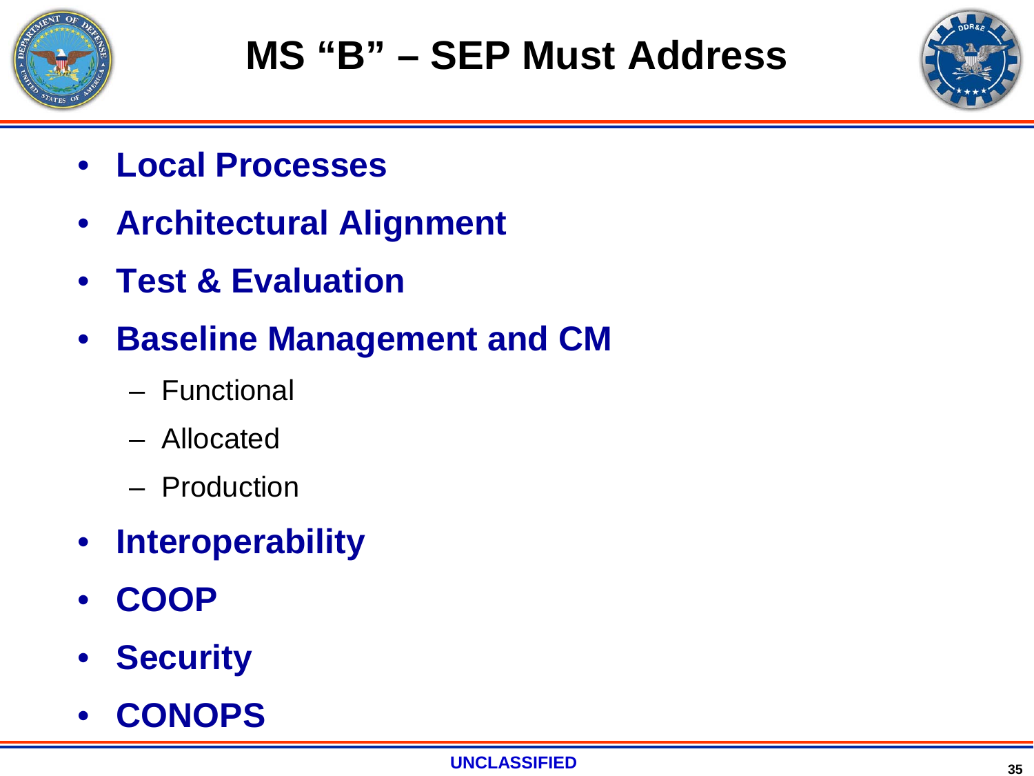# MS "B" – SEP Must Address

- **Local Processes**
- **Architectural Alignment**
- **Test & Evaluation**
- **Baseline Management and CM**
  - Functional
  - Allocated
  - Production
- **Interoperability**
- **COOP**
- **Security**
- **CONOPS**

UNCLASSIFIED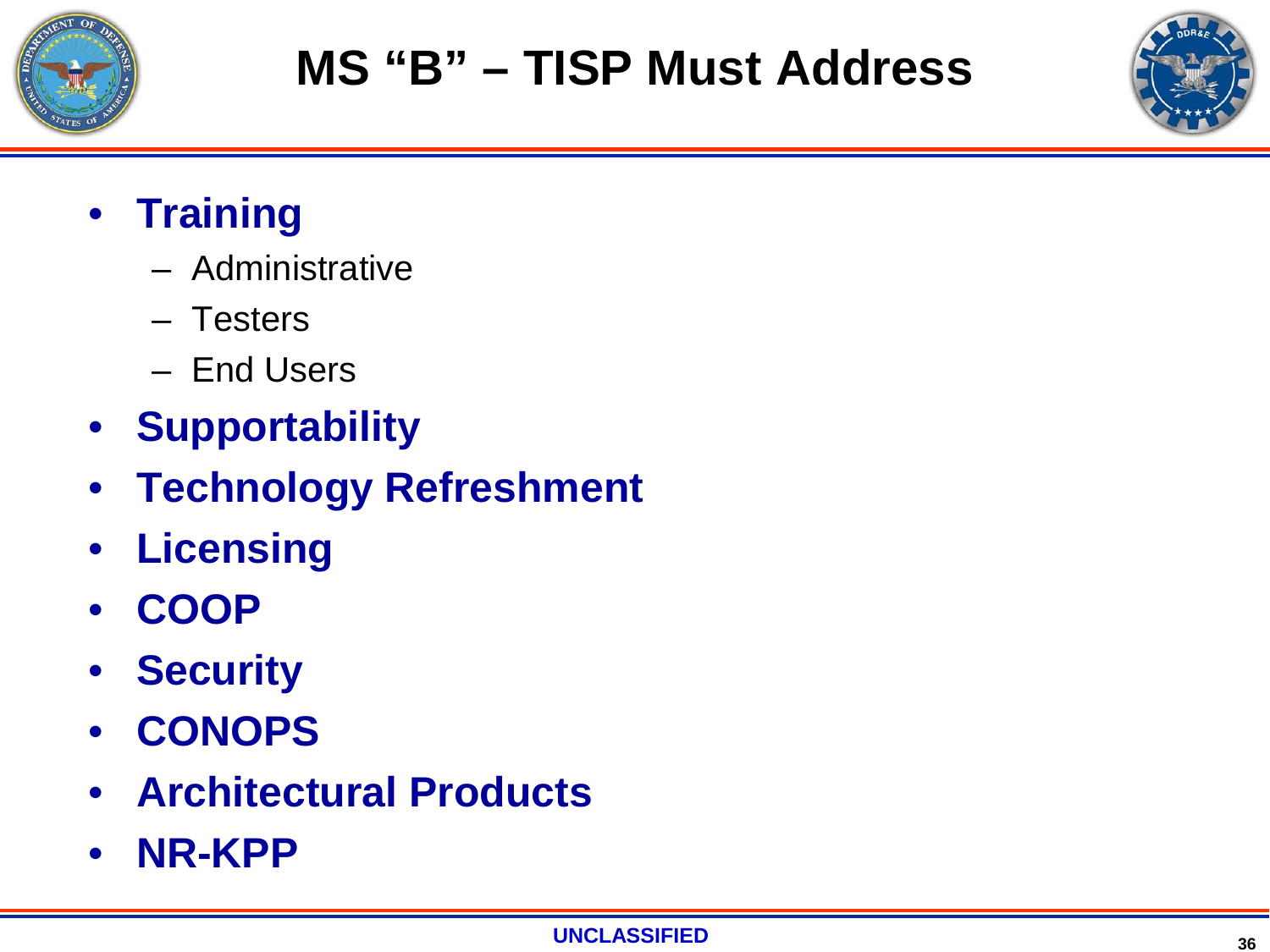# MS "B" – TISP Must Address

- **Training**
  - Administrative
  - Testers
  - End Users
- **Supportability**
- **Technology Refreshment**
- **Licensing**
- **COOP**
- **Security**
- **CONOPS**
- **Architectural Products**
- **NR-KPP**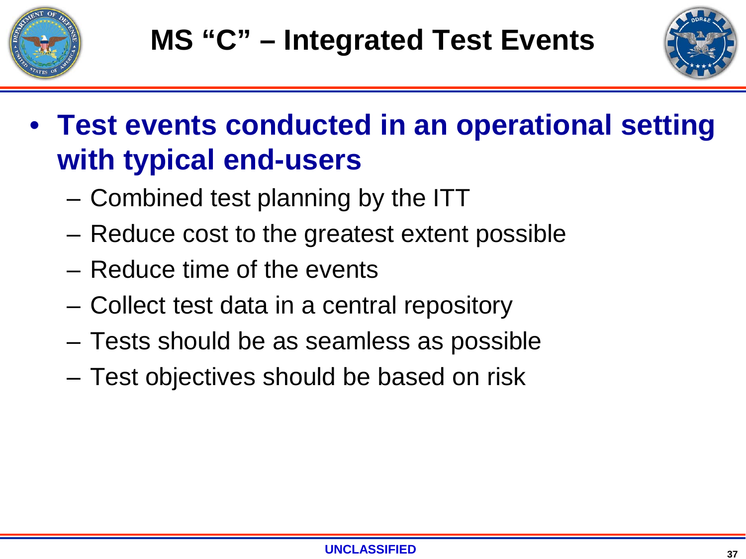# MS "C" – Integrated Test Events

- **Test events conducted in an operational setting with typical end-users**
  - Combined test planning by the ITT
  - Reduce cost to the greatest extent possible
  - Reduce time of the events
  - Collect test data in a central repository
  - Tests should be as seamless as possible
  - Test objectives should be based on risk

UNCLASSIFIED